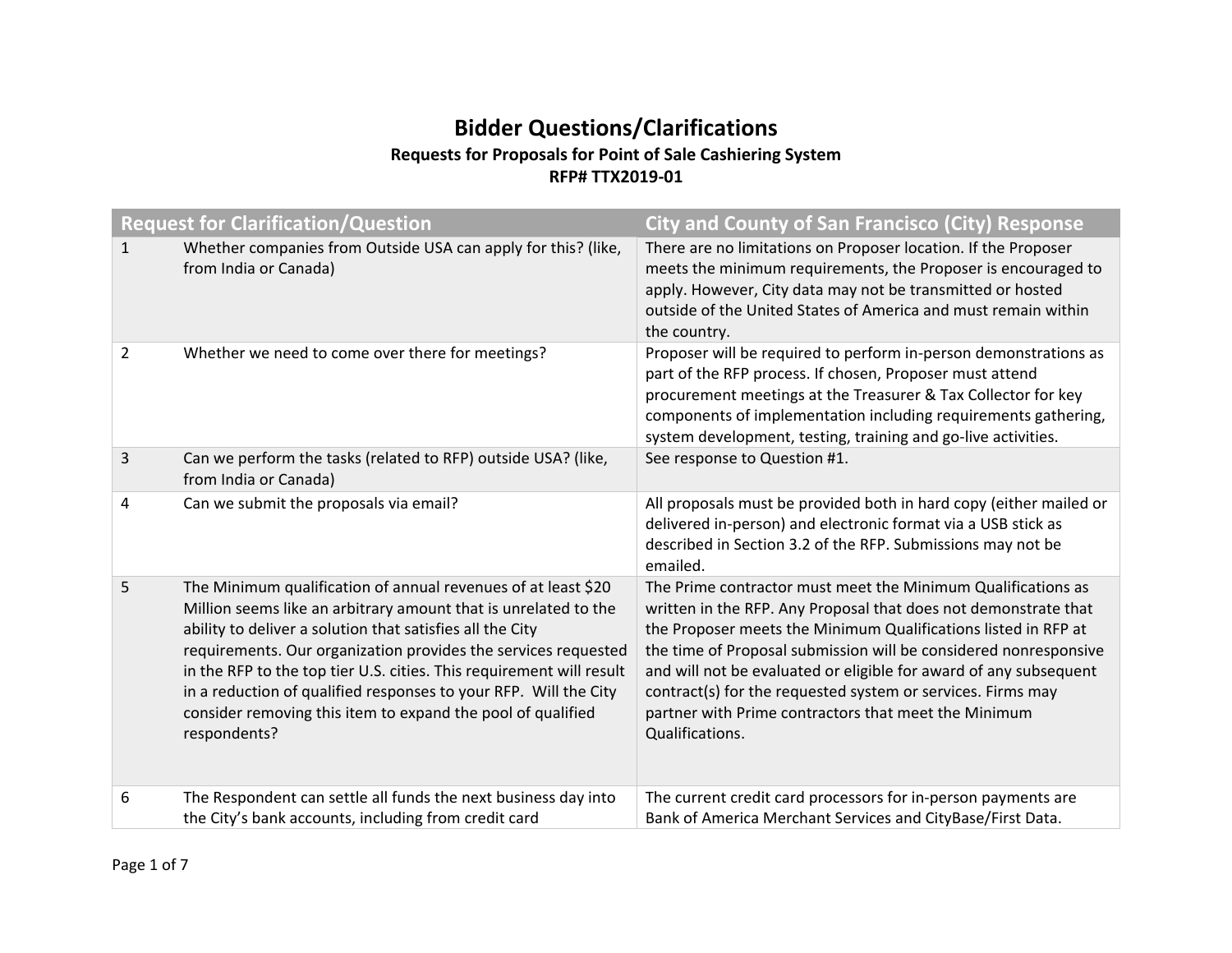# Bidder Questions/Clarifications

**Requests for Proposals for Point of Sale Cashiering System**

**RFP# TTX2019-01**

| Request for Clarification/Question | | City and County of San Francisco (City) Response |
|---|---|---|
| 1 | Whether companies from Outside USA can apply for this? (like, from India or Canada) | There are no limitations on Proposer location. If the Proposer meets the minimum requirements, the Proposer is encouraged to apply. However, City data may not be transmitted or hosted outside of the United States of America and must remain within the country. |
| 2 | Whether we need to come over there for meetings? | Proposer will be required to perform in-person demonstrations as part of the RFP process. If chosen, Proposer must attend procurement meetings at the Treasurer & Tax Collector for key components of implementation including requirements gathering, system development, testing, training and go-live activities. |
| 3 | Can we perform the tasks (related to RFP) outside USA? (like, from India or Canada) | See response to Question #1. |
| 4 | Can we submit the proposals via email? | All proposals must be provided both in hard copy (either mailed or delivered in-person) and electronic format via a USB stick as described in Section 3.2 of the RFP. Submissions may not be emailed. |
| 5 | The Minimum qualification of annual revenues of at least $20 Million seems like an arbitrary amount that is unrelated to the ability to deliver a solution that satisfies all the City requirements. Our organization provides the services requested in the RFP to the top tier U.S. cities. This requirement will result in a reduction of qualified responses to your RFP. Will the City consider removing this item to expand the pool of qualified respondents? | The Prime contractor must meet the Minimum Qualifications as written in the RFP. Any Proposal that does not demonstrate that the Proposer meets the Minimum Qualifications listed in RFP at the time of Proposal submission will be considered nonresponsive and will not be evaluated or eligible for award of any subsequent contract(s) for the requested system or services. Firms may partner with Prime contractors that meet the Minimum Qualifications. |
| 6 | The Respondent can settle all funds the next business day into the City's bank accounts, including from credit card | The current credit card processors for in-person payments are Bank of America Merchant Services and CityBase/First Data. |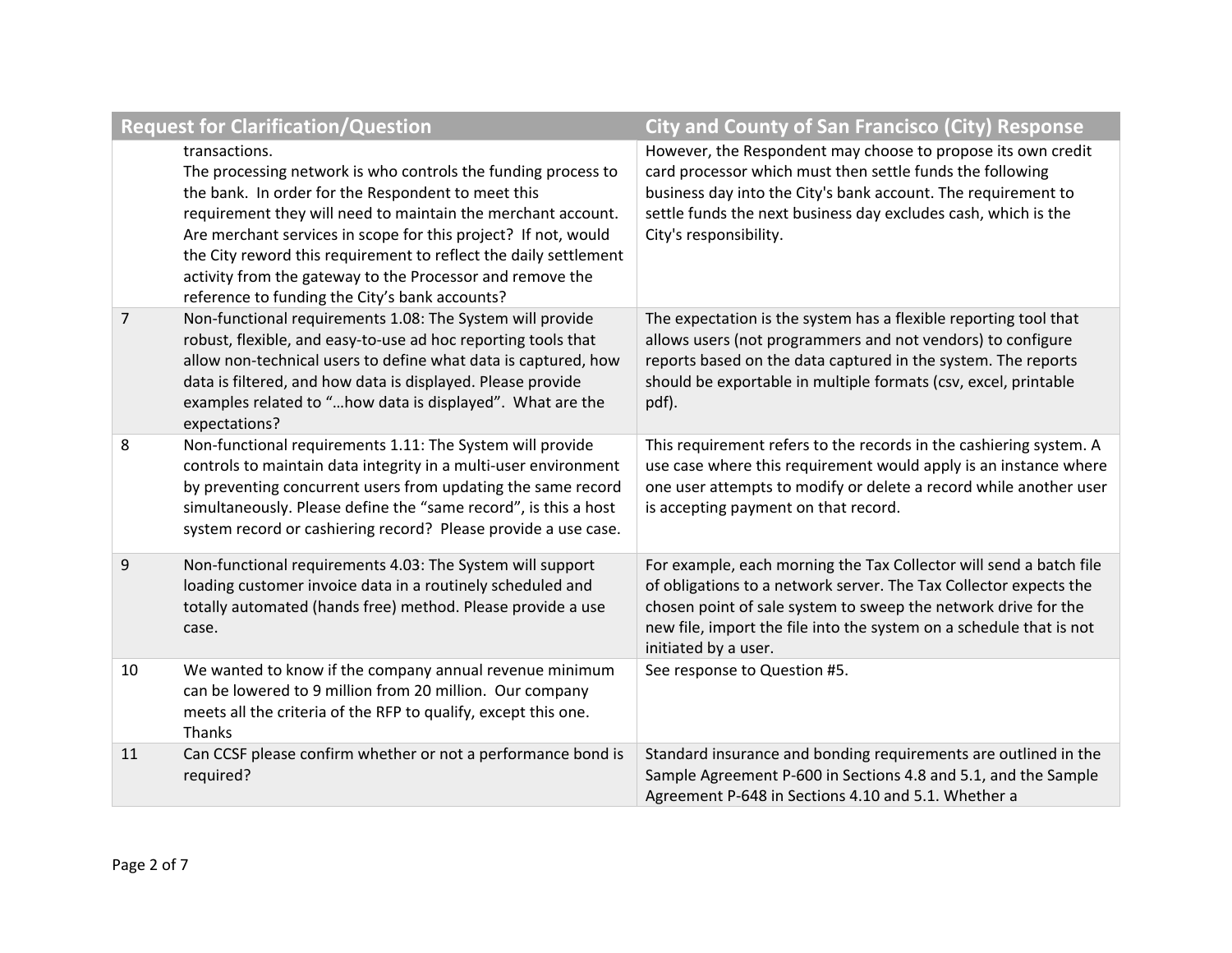| Request for Clarification/Question | | City and County of San Francisco (City) Response |
|---|---|---|
| | transactions.<br>The processing network is who controls the funding process to the bank. In order for the Respondent to meet this requirement they will need to maintain the merchant account. Are merchant services in scope for this project? If not, would the City reword this requirement to reflect the daily settlement activity from the gateway to the Processor and remove the reference to funding the City's bank accounts? | However, the Respondent may choose to propose its own credit card processor which must then settle funds the following business day into the City's bank account. The requirement to settle funds the next business day excludes cash, which is the City's responsibility. |
| 7 | Non-functional requirements 1.08: The System will provide robust, flexible, and easy-to-use ad hoc reporting tools that allow non-technical users to define what data is captured, how data is filtered, and how data is displayed. Please provide examples related to "…how data is displayed". What are the expectations? | The expectation is the system has a flexible reporting tool that allows users (not programmers and not vendors) to configure reports based on the data captured in the system. The reports should be exportable in multiple formats (csv, excel, printable pdf). |
| 8 | Non-functional requirements 1.11: The System will provide controls to maintain data integrity in a multi-user environment by preventing concurrent users from updating the same record simultaneously. Please define the "same record", is this a host system record or cashiering record? Please provide a use case. | This requirement refers to the records in the cashiering system. A use case where this requirement would apply is an instance where one user attempts to modify or delete a record while another user is accepting payment on that record. |
| 9 | Non-functional requirements 4.03: The System will support loading customer invoice data in a routinely scheduled and totally automated (hands free) method. Please provide a use case. | For example, each morning the Tax Collector will send a batch file of obligations to a network server. The Tax Collector expects the chosen point of sale system to sweep the network drive for the new file, import the file into the system on a schedule that is not initiated by a user. |
| 10 | We wanted to know if the company annual revenue minimum can be lowered to 9 million from 20 million. Our company meets all the criteria of the RFP to qualify, except this one. Thanks | See response to Question #5. |
| 11 | Can CCSF please confirm whether or not a performance bond is required? | Standard insurance and bonding requirements are outlined in the Sample Agreement P-600 in Sections 4.8 and 5.1, and the Sample Agreement P-648 in Sections 4.10 and 5.1. Whether a |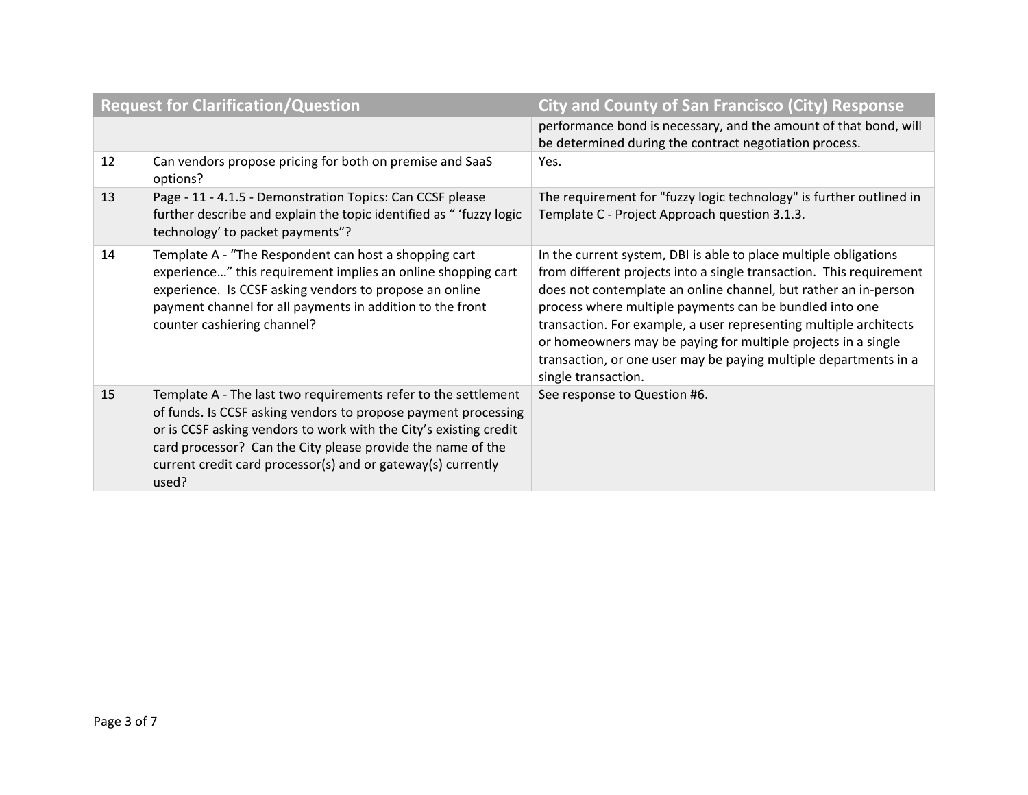| Request for Clarification/Question | | City and County of San Francisco (City) Response |
|---|---|---|
| | | performance bond is necessary, and the amount of that bond, will be determined during the contract negotiation process. |
| 12 | Can vendors propose pricing for both on premise and SaaS options? | Yes. |
| 13 | Page - 11 - 4.1.5 - Demonstration Topics: Can CCSF please further describe and explain the topic identified as " 'fuzzy logic technology' to packet payments"? | The requirement for "fuzzy logic technology" is further outlined in Template C - Project Approach question 3.1.3. |
| 14 | Template A - "The Respondent can host a shopping cart experience…" this requirement implies an online shopping cart experience. Is CCSF asking vendors to propose an online payment channel for all payments in addition to the front counter cashiering channel? | In the current system, DBI is able to place multiple obligations from different projects into a single transaction. This requirement does not contemplate an online channel, but rather an in-person process where multiple payments can be bundled into one transaction. For example, a user representing multiple architects or homeowners may be paying for multiple projects in a single transaction, or one user may be paying multiple departments in a single transaction. |
| 15 | Template A - The last two requirements refer to the settlement of funds. Is CCSF asking vendors to propose payment processing or is CCSF asking vendors to work with the City's existing credit card processor? Can the City please provide the name of the current credit card processor(s) and or gateway(s) currently used? | See response to Question #6. |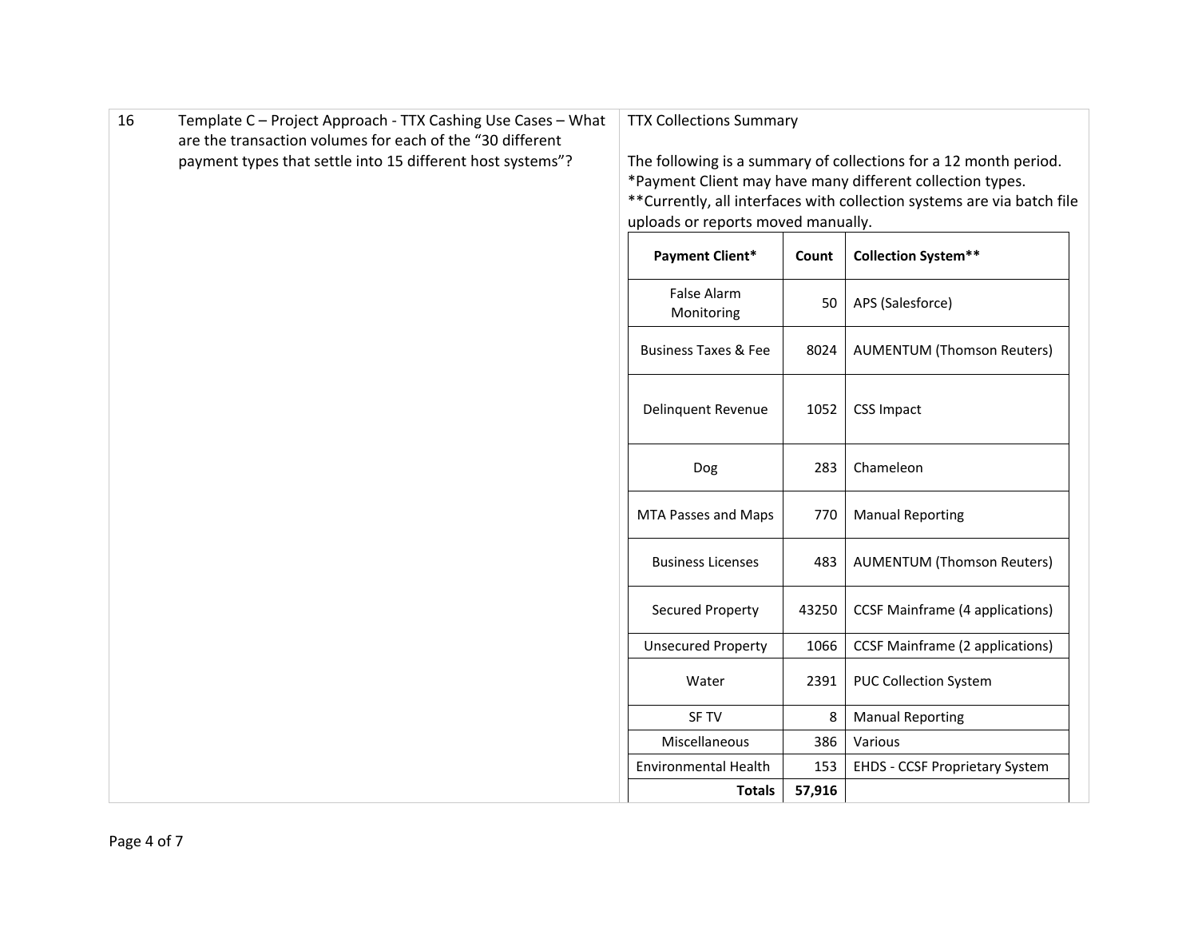| 16 | Template C – Project Approach - TTX Cashing Use Cases – What are the transaction volumes for each of the "30 different payment types that settle into 15 different host systems"? | TTX Collections Summary<br><br>The following is a summary of collections for a 12 month period.<br>*Payment Client may have many different collection types.<br>**Currently, all interfaces with collection systems are via batch file uploads or reports moved manually. |
|---|---|---|

| Payment Client* | Count | Collection System** |
|---|---|---|
| False Alarm Monitoring | 50 | APS (Salesforce) |
| Business Taxes & Fee | 8024 | AUMENTUM (Thomson Reuters) |
| Delinquent Revenue | 1052 | CSS Impact |
| Dog | 283 | Chameleon |
| MTA Passes and Maps | 770 | Manual Reporting |
| Business Licenses | 483 | AUMENTUM (Thomson Reuters) |
| Secured Property | 43250 | CCSF Mainframe (4 applications) |
| Unsecured Property | 1066 | CCSF Mainframe (2 applications) |
| Water | 2391 | PUC Collection System |
| SF TV | 8 | Manual Reporting |
| Miscellaneous | 386 | Various |
| Environmental Health | 153 | EHDS - CCSF Proprietary System |
| **Totals** | **57,916** | |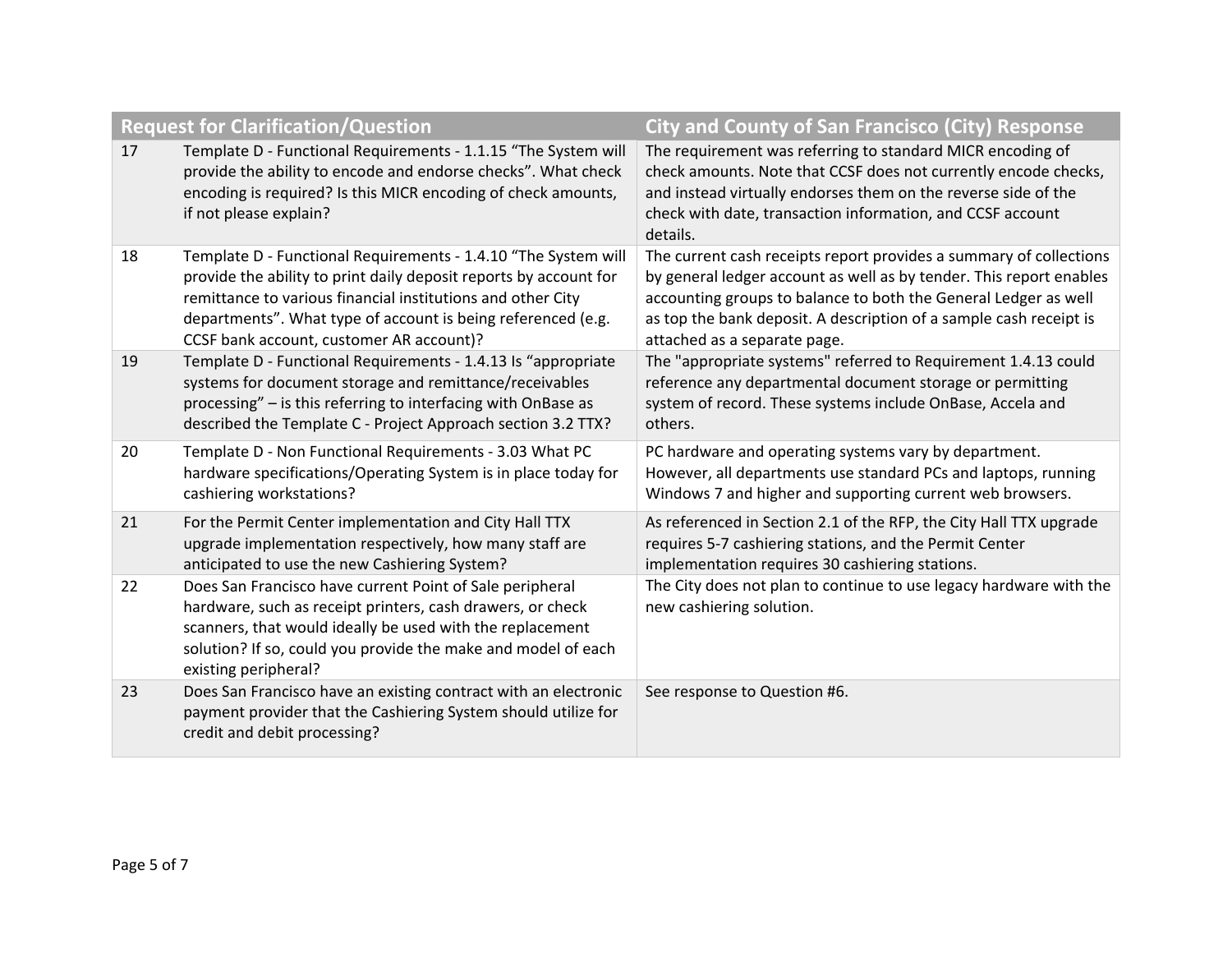| Request for Clarification/Question | | City and County of San Francisco (City) Response |
|---|---|---|
| 17 | Template D - Functional Requirements - 1.1.15 “The System will provide the ability to encode and endorse checks”. What check encoding is required? Is this MICR encoding of check amounts, if not please explain? | The requirement was referring to standard MICR encoding of check amounts. Note that CCSF does not currently encode checks, and instead virtually endorses them on the reverse side of the check with date, transaction information, and CCSF account details. |
| 18 | Template D - Functional Requirements - 1.4.10 “The System will provide the ability to print daily deposit reports by account for remittance to various financial institutions and other City departments”. What type of account is being referenced (e.g. CCSF bank account, customer AR account)? | The current cash receipts report provides a summary of collections by general ledger account as well as by tender. This report enables accounting groups to balance to both the General Ledger as well as top the bank deposit. A description of a sample cash receipt is attached as a separate page. |
| 19 | Template D - Functional Requirements - 1.4.13 Is “appropriate systems for document storage and remittance/receivables processing” – is this referring to interfacing with OnBase as described the Template C - Project Approach section 3.2 TTX? | The "appropriate systems" referred to Requirement 1.4.13 could reference any departmental document storage or permitting system of record. These systems include OnBase, Accela and others. |
| 20 | Template D - Non Functional Requirements - 3.03 What PC hardware specifications/Operating System is in place today for cashiering workstations? | PC hardware and operating systems vary by department. However, all departments use standard PCs and laptops, running Windows 7 and higher and supporting current web browsers. |
| 21 | For the Permit Center implementation and City Hall TTX upgrade implementation respectively, how many staff are anticipated to use the new Cashiering System? | As referenced in Section 2.1 of the RFP, the City Hall TTX upgrade requires 5-7 cashiering stations, and the Permit Center implementation requires 30 cashiering stations. |
| 22 | Does San Francisco have current Point of Sale peripheral hardware, such as receipt printers, cash drawers, or check scanners, that would ideally be used with the replacement solution? If so, could you provide the make and model of each existing peripheral? | The City does not plan to continue to use legacy hardware with the new cashiering solution. |
| 23 | Does San Francisco have an existing contract with an electronic payment provider that the Cashiering System should utilize for credit and debit processing? | See response to Question #6. |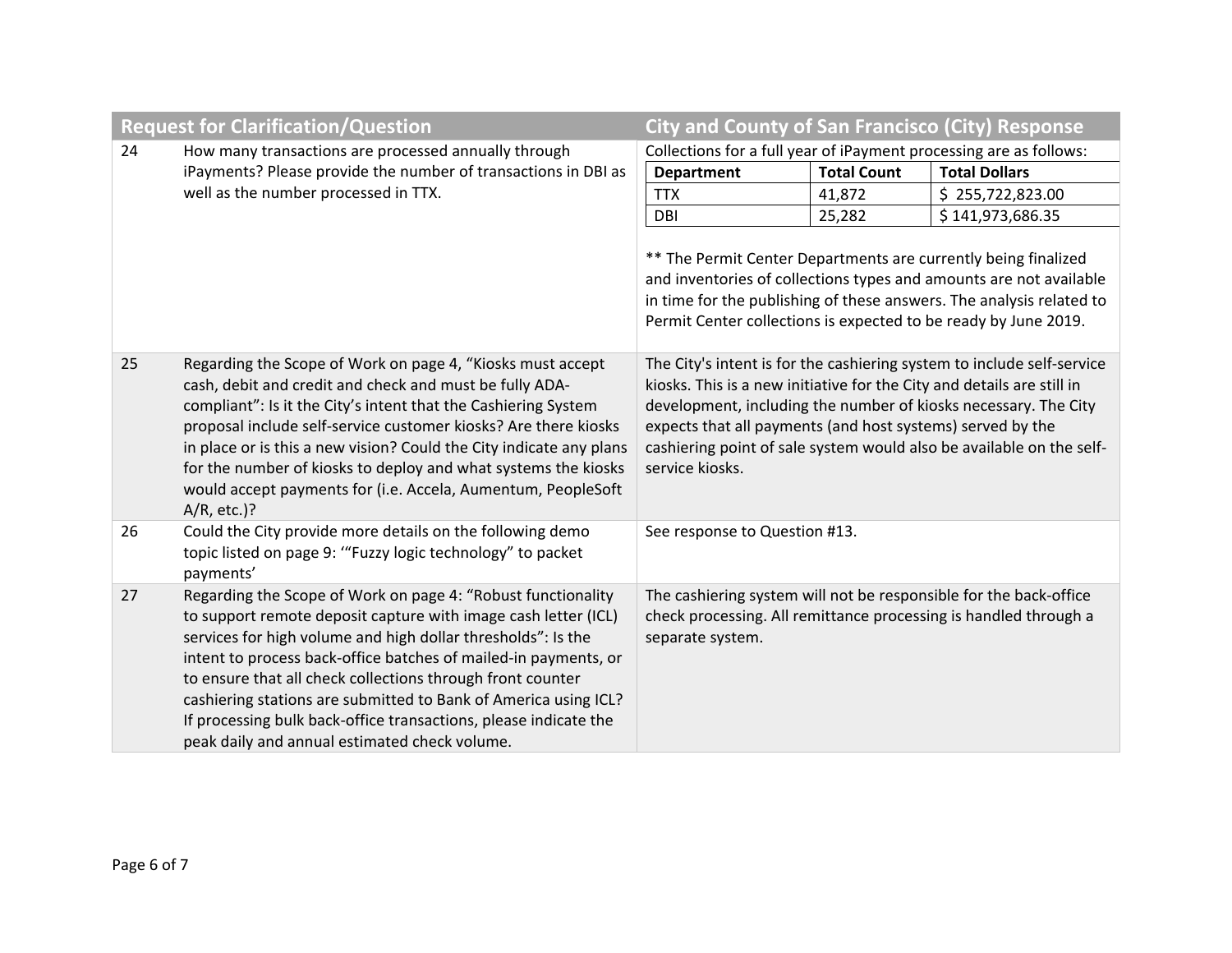| Request for Clarification/Question | | City and County of San Francisco (City) Response |
|---|---|---|
| 24 | How many transactions are processed annually through iPayments? Please provide the number of transactions in DBI as well as the number processed in TTX. | Collections for a full year of iPayment processing are as follows:<br><br>Department: TTX — Total Count: 41,872 — Total Dollars: $ 255,722,823.00<br>Department: DBI — Total Count: 25,282 — Total Dollars: $ 141,973,686.35<br><br>** The Permit Center Departments are currently being finalized and inventories of collections types and amounts are not available in time for the publishing of these answers. The analysis related to Permit Center collections is expected to be ready by June 2019. |
| 25 | Regarding the Scope of Work on page 4, "Kiosks must accept cash, debit and credit and check and must be fully ADA-compliant": Is it the City's intent that the Cashiering System proposal include self-service customer kiosks? Are there kiosks in place or is this a new vision? Could the City indicate any plans for the number of kiosks to deploy and what systems the kiosks would accept payments for (i.e. Accela, Aumentum, PeopleSoft A/R, etc.)? | The City's intent is for the cashiering system to include self-service kiosks. This is a new initiative for the City and details are still in development, including the number of kiosks necessary. The City expects that all payments (and host systems) served by the cashiering point of sale system would also be available on the self-service kiosks. |
| 26 | Could the City provide more details on the following demo topic listed on page 9: '"Fuzzy logic technology" to packet payments' | See response to Question #13. |
| 27 | Regarding the Scope of Work on page 4: "Robust functionality to support remote deposit capture with image cash letter (ICL) services for high volume and high dollar thresholds": Is the intent to process back-office batches of mailed-in payments, or to ensure that all check collections through front counter cashiering stations are submitted to Bank of America using ICL? If processing bulk back-office transactions, please indicate the peak daily and annual estimated check volume. | The cashiering system will not be responsible for the back-office check processing. All remittance processing is handled through a separate system. |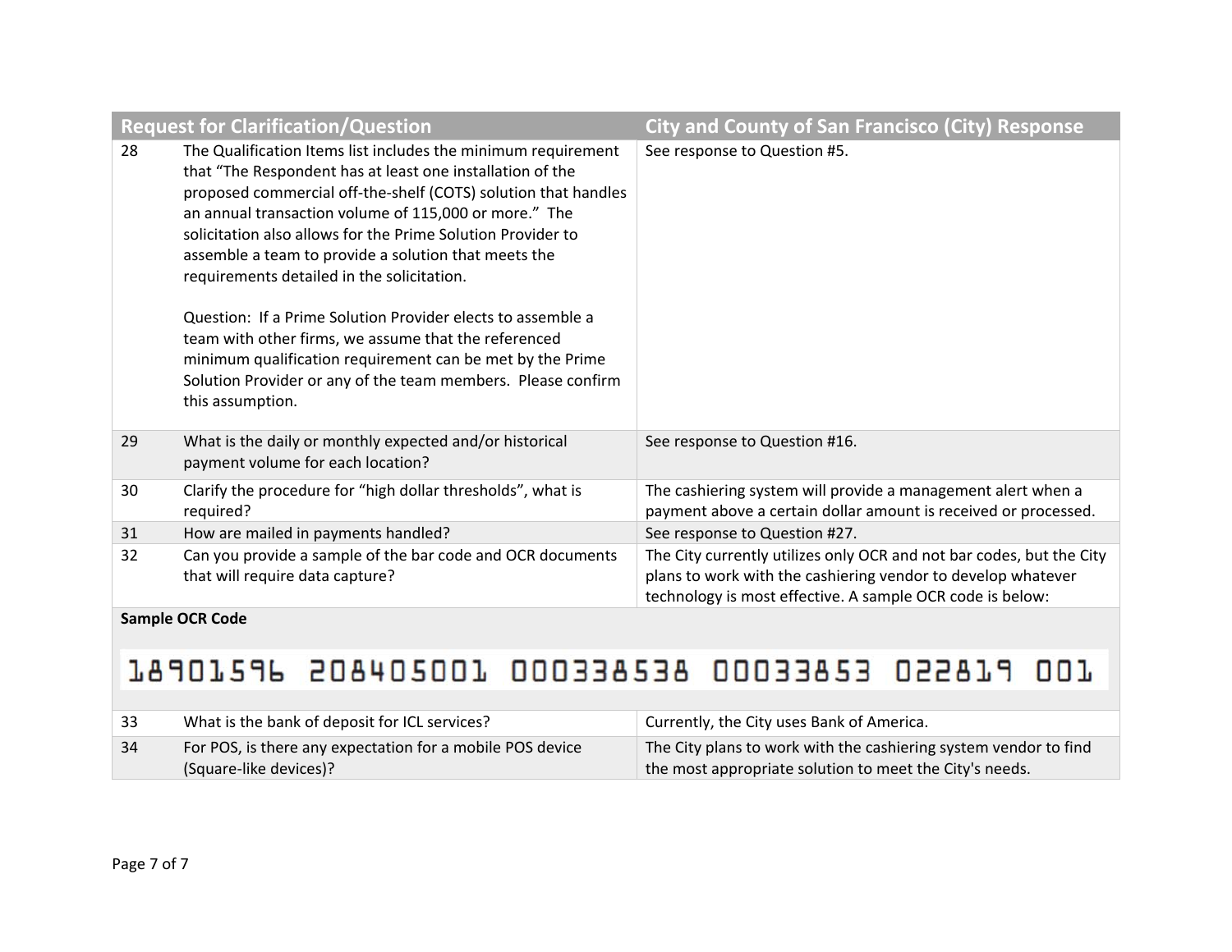| Request for Clarification/Question | | City and County of San Francisco (City) Response |
|---|---|---|
| 28 | The Qualification Items list includes the minimum requirement that "The Respondent has at least one installation of the proposed commercial off-the-shelf (COTS) solution that handles an annual transaction volume of 115,000 or more." The solicitation also allows for the Prime Solution Provider to assemble a team to provide a solution that meets the requirements detailed in the solicitation.<br><br>Question: If a Prime Solution Provider elects to assemble a team with other firms, we assume that the referenced minimum qualification requirement can be met by the Prime Solution Provider or any of the team members. Please confirm this assumption. | See response to Question #5. |
| 29 | What is the daily or monthly expected and/or historical payment volume for each location? | See response to Question #16. |
| 30 | Clarify the procedure for "high dollar thresholds", what is required? | The cashiering system will provide a management alert when a payment above a certain dollar amount is received or processed. |
| 31 | How are mailed in payments handled? | See response to Question #27. |
| 32 | Can you provide a sample of the bar code and OCR documents that will require data capture? | The City currently utilizes only OCR and not bar codes, but the City plans to work with the cashiering vendor to develop whatever technology is most effective. A sample OCR code is below: |
| **Sample OCR Code**<br><br>18901596 208405001 000338538 00033853 022819 001 | | |
| 33 | What is the bank of deposit for ICL services? | Currently, the City uses Bank of America. |
| 34 | For POS, is there any expectation for a mobile POS device (Square-like devices)? | The City plans to work with the cashiering system vendor to find the most appropriate solution to meet the City's needs. |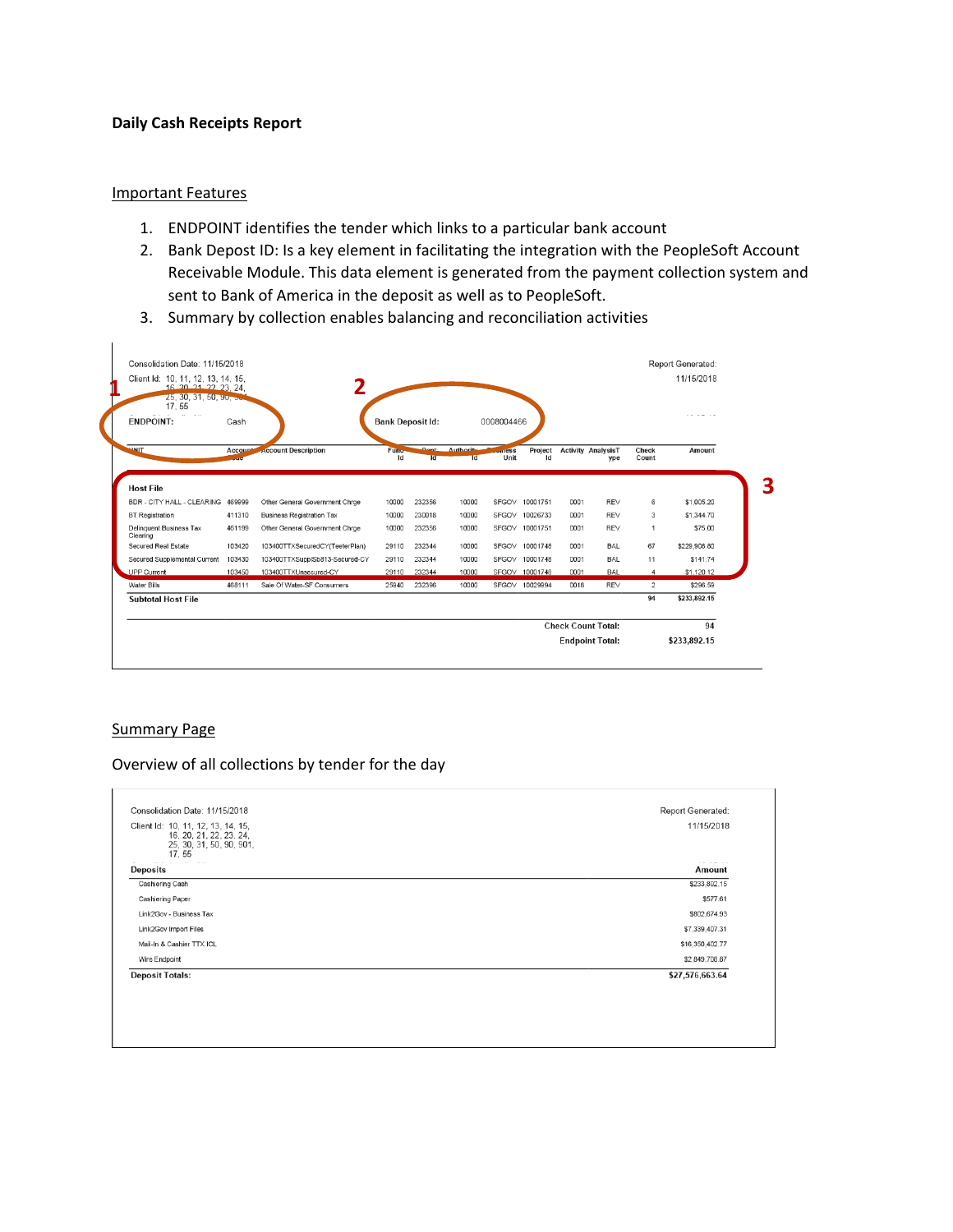**Daily Cash Receipts Report**

Important Features

1. ENDPOINT identifies the tender which links to a particular bank account
2. Bank Depost ID: Is a key element in facilitating the integration with the PeopleSoft Account Receivable Module. This data element is generated from the payment collection system and sent to Bank of America in the deposit as well as to PeopleSoft.
3. Summary by collection enables balancing and reconciliation activities

Consolidation Date: 11/15/2018 | Report Generated: 11/15/2018

Client Id: 10, 11, 12, 13, 14, 15, 16, 20, 21, 22, 23, 24, 25, 30, 31, 50, 90, 901, 17, 55

ENDPOINT: Cash | Bank Deposit Id: 0008004466

| UNIT | Account Code | Account Description | Fund Id | Dept Id | Authority Id | Business Unit | Project Id | Activity | AnalysisType | Check Count | Amount |
|---|---|---|---|---|---|---|---|---|---|---|---|
| **Host File** | | | | | | | | | | | |
| BDR - CITY HALL - CLEARING | 469999 | Other General Government Chrge | 10000 | 232356 | 10000 | SFGOV | 10001751 | 0001 | REV | 6 | $1,005.20 |
| BT Registration | 411310 | Business Registration Tax | 10000 | 230018 | 10000 | SFGOV | 10026733 | 0001 | REV | 3 | $1,344.70 |
| Delinquent Business Tax Clearing | 461199 | Other General Government Chrge | 10000 | 232356 | 10000 | SFGOV | 10001751 | 0001 | REV | 1 | $75.00 |
| Secured Real Estate | 103420 | 103400TTXSecuredCY(TeeterPlan) | 29110 | 232344 | 10000 | SFGOV | 10001748 | 0001 | BAL | 67 | $229,908.80 |
| Secured Supplemental Current | 103430 | 103400TTXSupplSb813-Secured-CY | 29110 | 232344 | 10000 | SFGOV | 10001748 | 0001 | BAL | 11 | $141.74 |
| UPP Current | 103450 | 103400TTXUnsecured-CY | 29110 | 232344 | 10000 | SFGOV | 10001748 | 0001 | BAL | 4 | $1,120.12 |
| Water Bills | 468111 | Sale Of Water-SF Consumers | 25940 | 232396 | 10000 | SFGOV | 10029994 | 0016 | REV | 2 | $296.59 |
| **Subtotal Host File** | | | | | | | | | | 94 | $233,892.15 |

Check Count Total: 94

Endpoint Total: $233,892.15

Summary Page

Overview of all collections by tender for the day

Consolidation Date: 11/15/2018 | Report Generated: 11/15/2018

Client Id: 10, 11, 12, 13, 14, 15, 16, 20, 21, 22, 23, 24, 25, 30, 31, 50, 90, 901, 17, 55

| Deposits | Amount |
|---|---|
| Cashiering Cash | $233,892.15 |
| Cashiering Paper | $577.61 |
| Link2Gov - Business Tax | $802,674.93 |
| Link2Gov Import Files | $7,339,407.31 |
| Mail-In & Cashier TTX ICL | $16,350,402.77 |
| Wire Endpoint | $2,849,708.87 |
| **Deposit Totals:** | **$27,576,663.64** |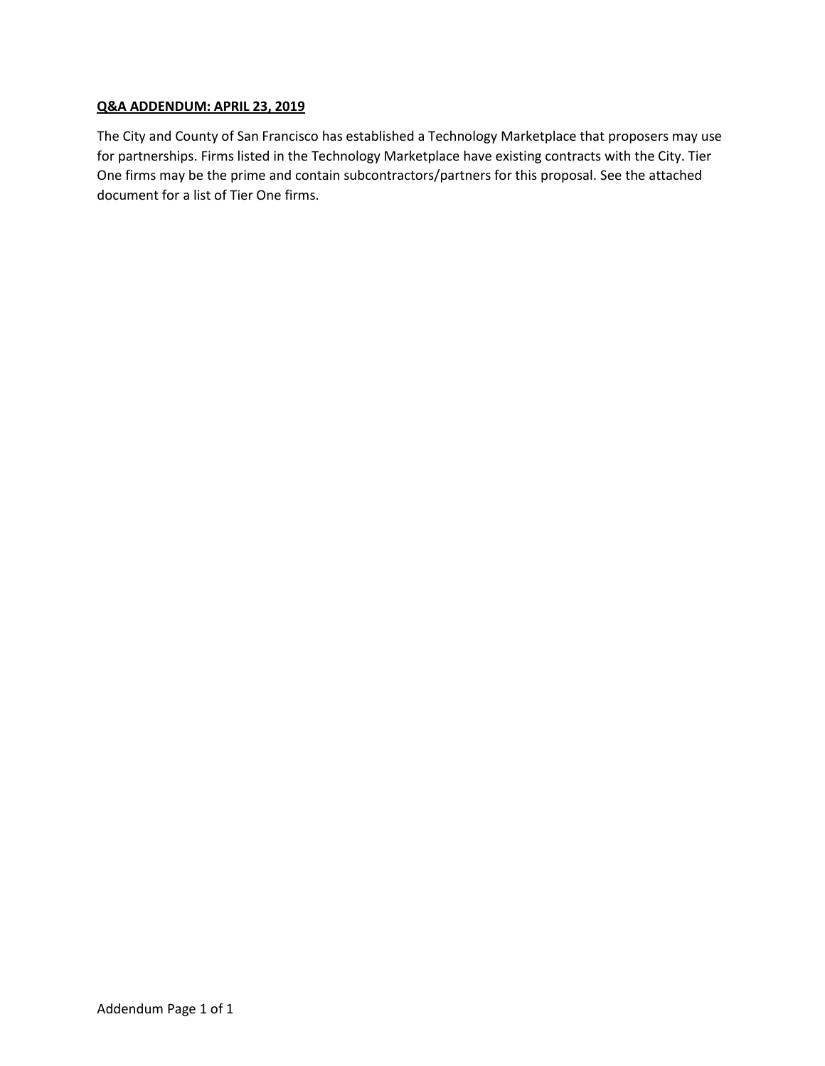**Q&A ADDENDUM: APRIL 23, 2019**

The City and County of San Francisco has established a Technology Marketplace that proposers may use for partnerships. Firms listed in the Technology Marketplace have existing contracts with the City. Tier One firms may be the prime and contain subcontractors/partners for this proposal. See the attached document for a list of Tier One firms.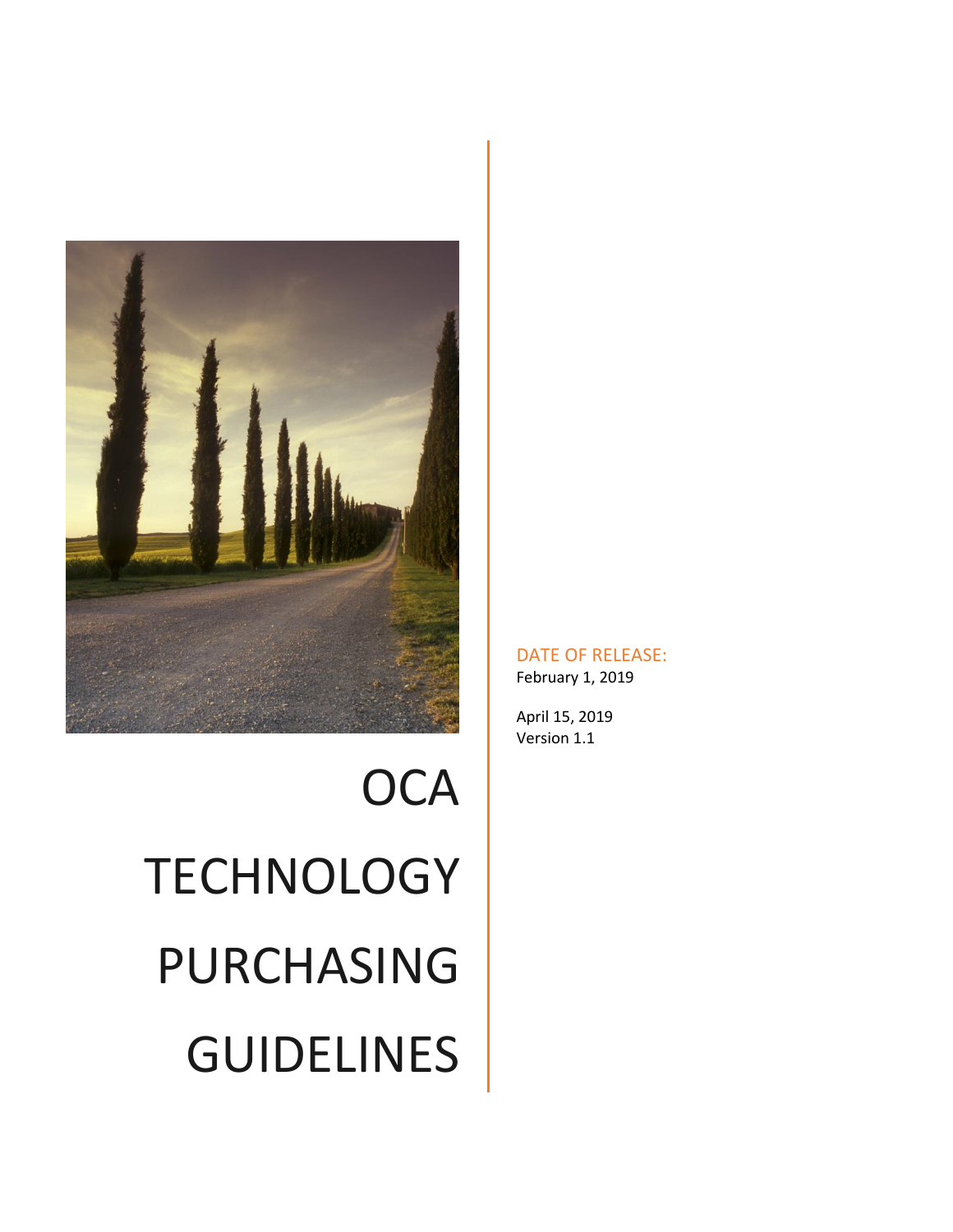# OCA TECHNOLOGY PURCHASING GUIDELINES

DATE OF RELEASE:

February 1, 2019

April 15, 2019

Version 1.1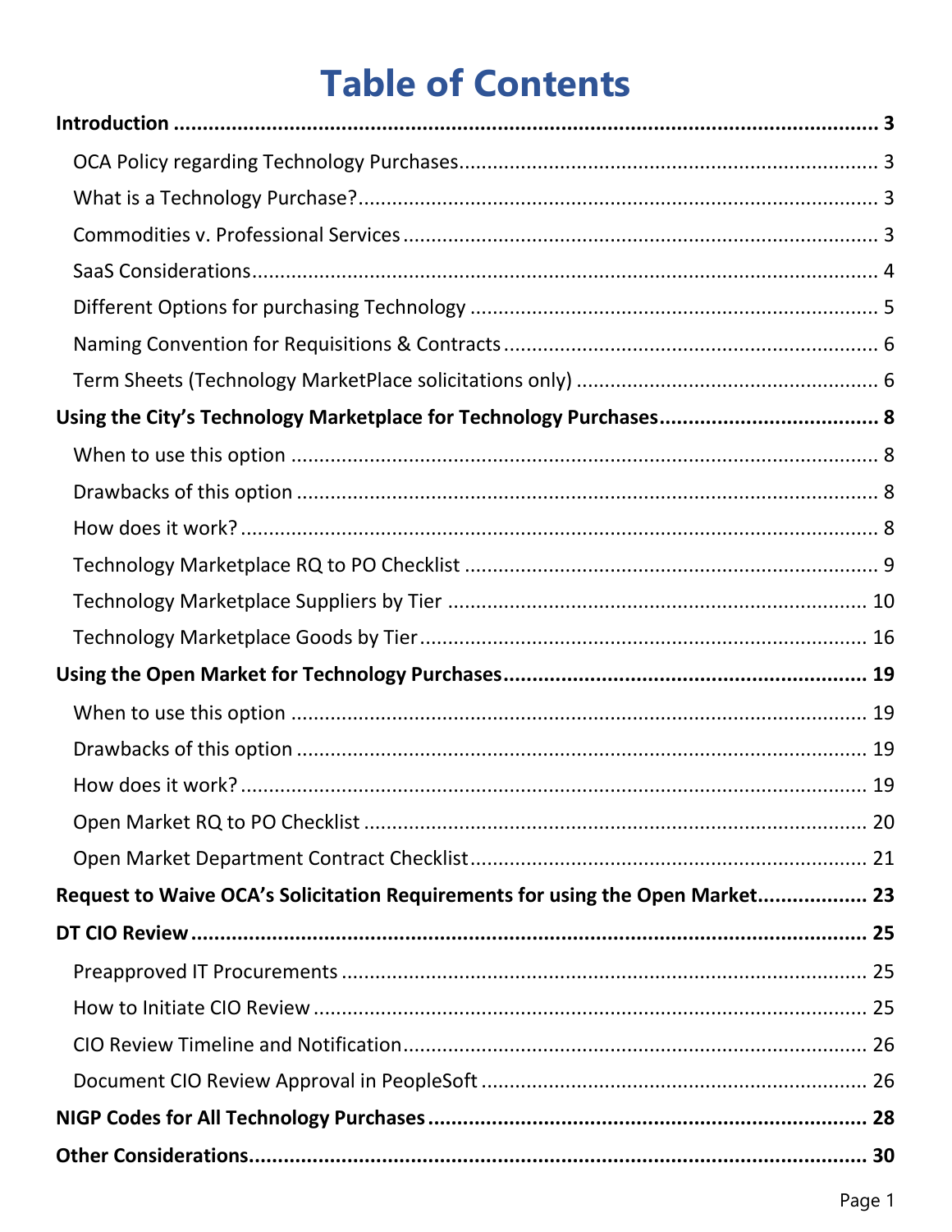# Table of Contents

**Introduction** ........................................................................................................... **3**

- OCA Policy regarding Technology Purchases ........................................................ 3
- What is a Technology Purchase? .......................................................................... 3
- Commodities v. Professional Services .................................................................. 3
- SaaS Considerations ............................................................................................ 4
- Different Options for purchasing Technology ....................................................... 5
- Naming Convention for Requisitions & Contracts ................................................. 6
- Term Sheets (Technology MarketPlace solicitations only) .................................... 6

**Using the City's Technology Marketplace for Technology Purchases** ..................... **8**

- When to use this option ...................................................................................... 8
- Drawbacks of this option ..................................................................................... 8
- How does it work? ............................................................................................... 8
- Technology Marketplace RQ to PO Checklist ........................................................ 9
- Technology Marketplace Suppliers by Tier .......................................................... 10
- Technology Marketplace Goods by Tier .............................................................. 16

**Using the Open Market for Technology Purchases** ................................................ **19**

- When to use this option .................................................................................... 19
- Drawbacks of this option ................................................................................... 19
- How does it work? ............................................................................................. 19
- Open Market RQ to PO Checklist ....................................................................... 20
- Open Market Department Contract Checklist ..................................................... 21

**Request to Waive OCA's Solicitation Requirements for using the Open Market** .... **23**

**DT CIO Review** ....................................................................................................... **25**

- Preapproved IT Procurements ........................................................................... 25
- How to Initiate CIO Review ................................................................................ 25
- CIO Review Timeline and Notification ................................................................ 26
- Document CIO Review Approval in PeopleSoft ................................................... 26

**NIGP Codes for All Technology Purchases** ............................................................. **28**

**Other Considerations** ............................................................................................. **30**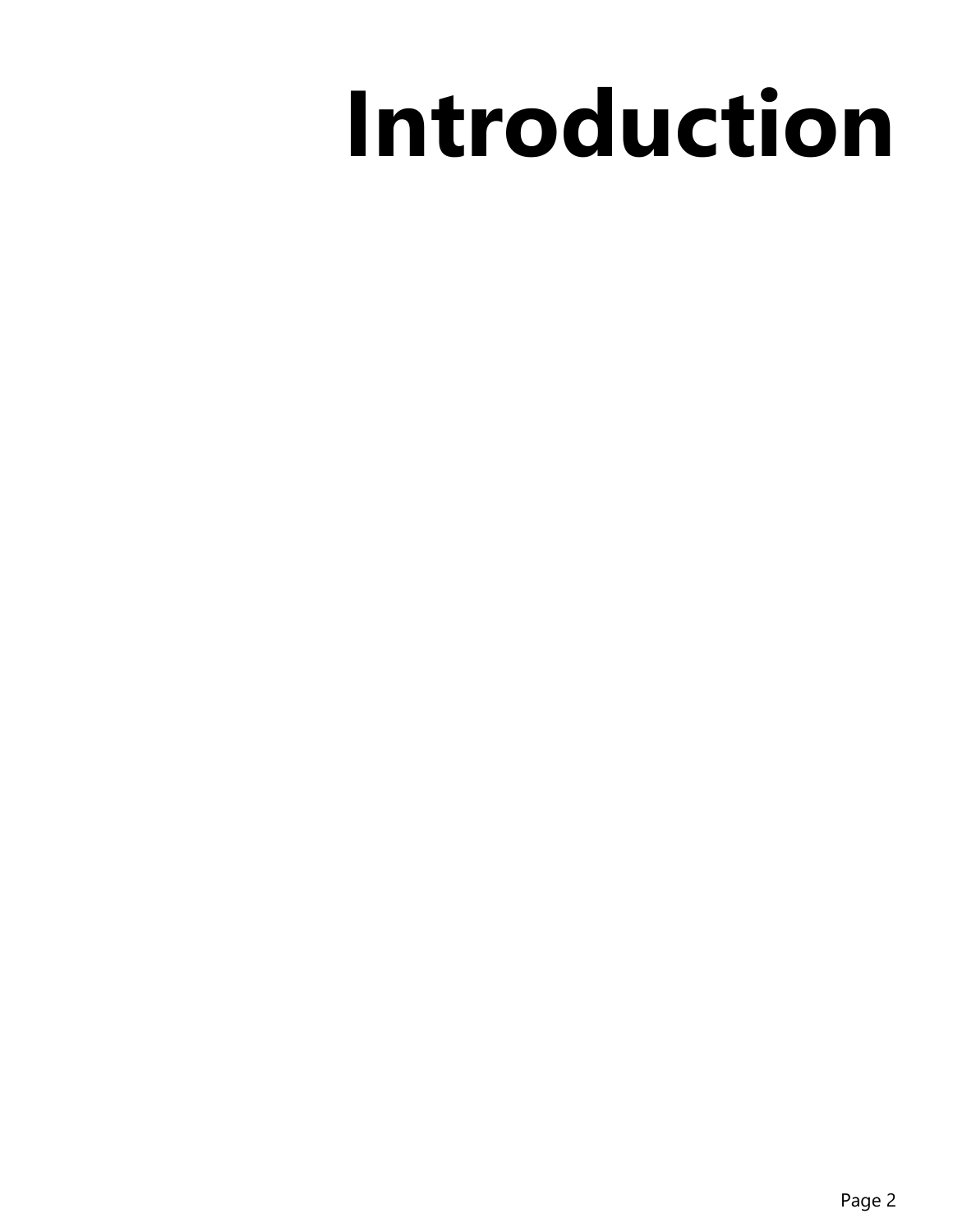# Introduction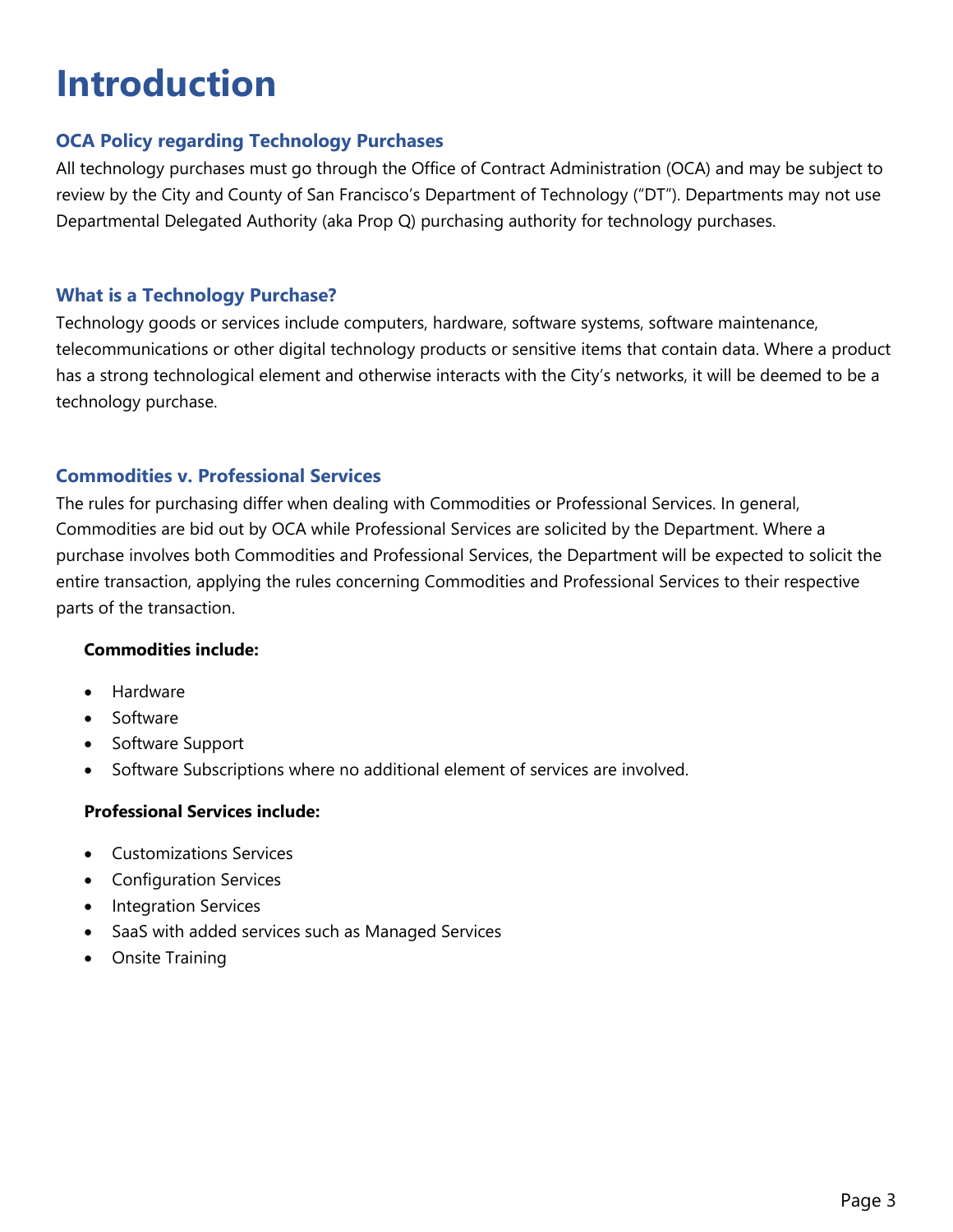# Introduction

### OCA Policy regarding Technology Purchases

All technology purchases must go through the Office of Contract Administration (OCA) and may be subject to review by the City and County of San Francisco's Department of Technology ("DT"). Departments may not use Departmental Delegated Authority (aka Prop Q) purchasing authority for technology purchases.

### What is a Technology Purchase?

Technology goods or services include computers, hardware, software systems, software maintenance, telecommunications or other digital technology products or sensitive items that contain data. Where a product has a strong technological element and otherwise interacts with the City's networks, it will be deemed to be a technology purchase.

### Commodities v. Professional Services

The rules for purchasing differ when dealing with Commodities or Professional Services. In general, Commodities are bid out by OCA while Professional Services are solicited by the Department. Where a purchase involves both Commodities and Professional Services, the Department will be expected to solicit the entire transaction, applying the rules concerning Commodities and Professional Services to their respective parts of the transaction.

**Commodities include:**

- Hardware
- Software
- Software Support
- Software Subscriptions where no additional element of services are involved.

**Professional Services include:**

- Customizations Services
- Configuration Services
- Integration Services
- SaaS with added services such as Managed Services
- Onsite Training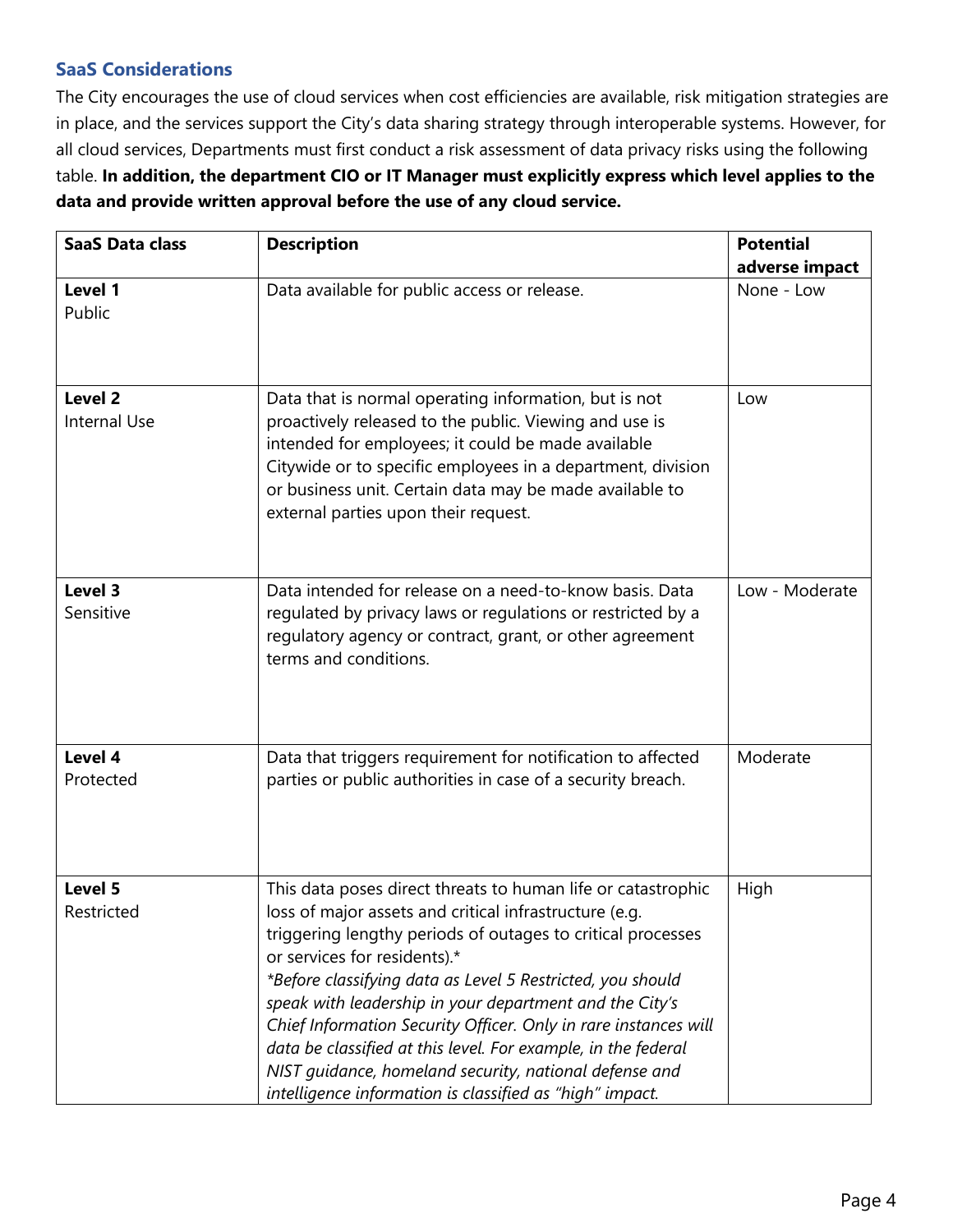## SaaS Considerations

The City encourages the use of cloud services when cost efficiencies are available, risk mitigation strategies are in place, and the services support the City's data sharing strategy through interoperable systems. However, for all cloud services, Departments must first conduct a risk assessment of data privacy risks using the following table. **In addition, the department CIO or IT Manager must explicitly express which level applies to the data and provide written approval before the use of any cloud service.**

| SaaS Data class | Description | Potential adverse impact |
|---|---|---|
| **Level 1** Public | Data available for public access or release. | None - Low |
| **Level 2** Internal Use | Data that is normal operating information, but is not proactively released to the public. Viewing and use is intended for employees; it could be made available Citywide or to specific employees in a department, division or business unit. Certain data may be made available to external parties upon their request. | Low |
| **Level 3** Sensitive | Data intended for release on a need-to-know basis. Data regulated by privacy laws or regulations or restricted by a regulatory agency or contract, grant, or other agreement terms and conditions. | Low - Moderate |
| **Level 4** Protected | Data that triggers requirement for notification to affected parties or public authorities in case of a security breach. | Moderate |
| **Level 5** Restricted | This data poses direct threats to human life or catastrophic loss of major assets and critical infrastructure (e.g. triggering lengthy periods of outages to critical processes or services for residents).* *\*Before classifying data as Level 5 Restricted, you should speak with leadership in your department and the City's Chief Information Security Officer. Only in rare instances will data be classified at this level. For example, in the federal NIST guidance, homeland security, national defense and intelligence information is classified as "high" impact.* | High |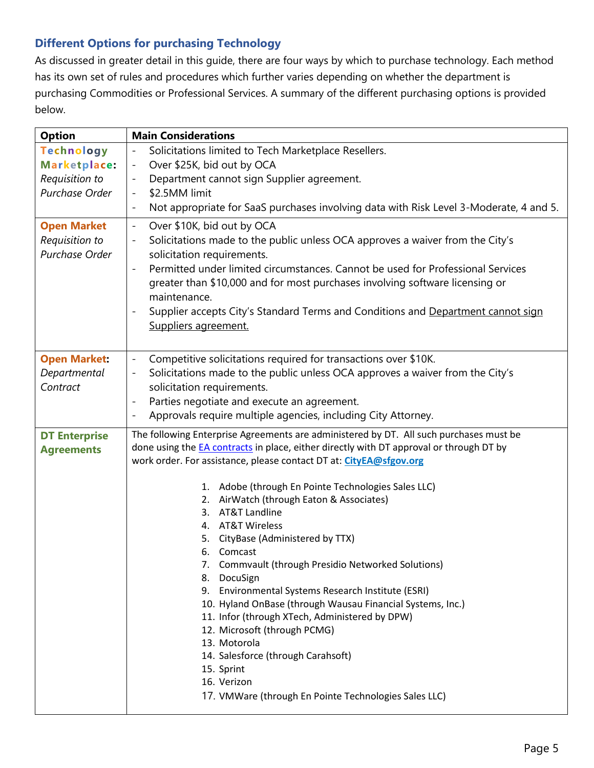### Different Options for purchasing Technology

As discussed in greater detail in this guide, there are four ways by which to purchase technology. Each method has its own set of rules and procedures which further varies depending on whether the department is purchasing Commodities or Professional Services. A summary of the different purchasing options is provided below.

| Option | Main Considerations |
|---|---|
| **Technology Marketplace:** *Requisition to Purchase Order* | - Solicitations limited to Tech Marketplace Resellers.<br>- Over $25K, bid out by OCA<br>- Department cannot sign Supplier agreement.<br>- $2.5MM limit<br>- Not appropriate for SaaS purchases involving data with Risk Level 3-Moderate, 4 and 5. |
| **Open Market** *Requisition to Purchase Order* | - Over $10K, bid out by OCA<br>- Solicitations made to the public unless OCA approves a waiver from the City's solicitation requirements.<br>- Permitted under limited circumstances. Cannot be used for Professional Services greater than $10,000 and for most purchases involving software licensing or maintenance.<br>- Supplier accepts City's Standard Terms and Conditions and Department cannot sign Suppliers agreement. |
| **Open Market:** *Departmental Contract* | - Competitive solicitations required for transactions over $10K.<br>- Solicitations made to the public unless OCA approves a waiver from the City's solicitation requirements.<br>- Parties negotiate and execute an agreement.<br>- Approvals require multiple agencies, including City Attorney. |
| **DT Enterprise Agreements** | The following Enterprise Agreements are administered by DT. All such purchases must be done using the EA contracts in place, either directly with DT approval or through DT by work order. For assistance, please contact DT at: **CityEA@sfgov.org**<br><br>1. Adobe (through En Pointe Technologies Sales LLC)<br>2. AirWatch (through Eaton & Associates)<br>3. AT&T Landline<br>4. AT&T Wireless<br>5. CityBase (Administered by TTX)<br>6. Comcast<br>7. Commvault (through Presidio Networked Solutions)<br>8. DocuSign<br>9. Environmental Systems Research Institute (ESRI)<br>10. Hyland OnBase (through Wausau Financial Systems, Inc.)<br>11. Infor (through XTech, Administered by DPW)<br>12. Microsoft (through PCMG)<br>13. Motorola<br>14. Salesforce (through Carahsoft)<br>15. Sprint<br>16. Verizon<br>17. VMWare (through En Pointe Technologies Sales LLC) |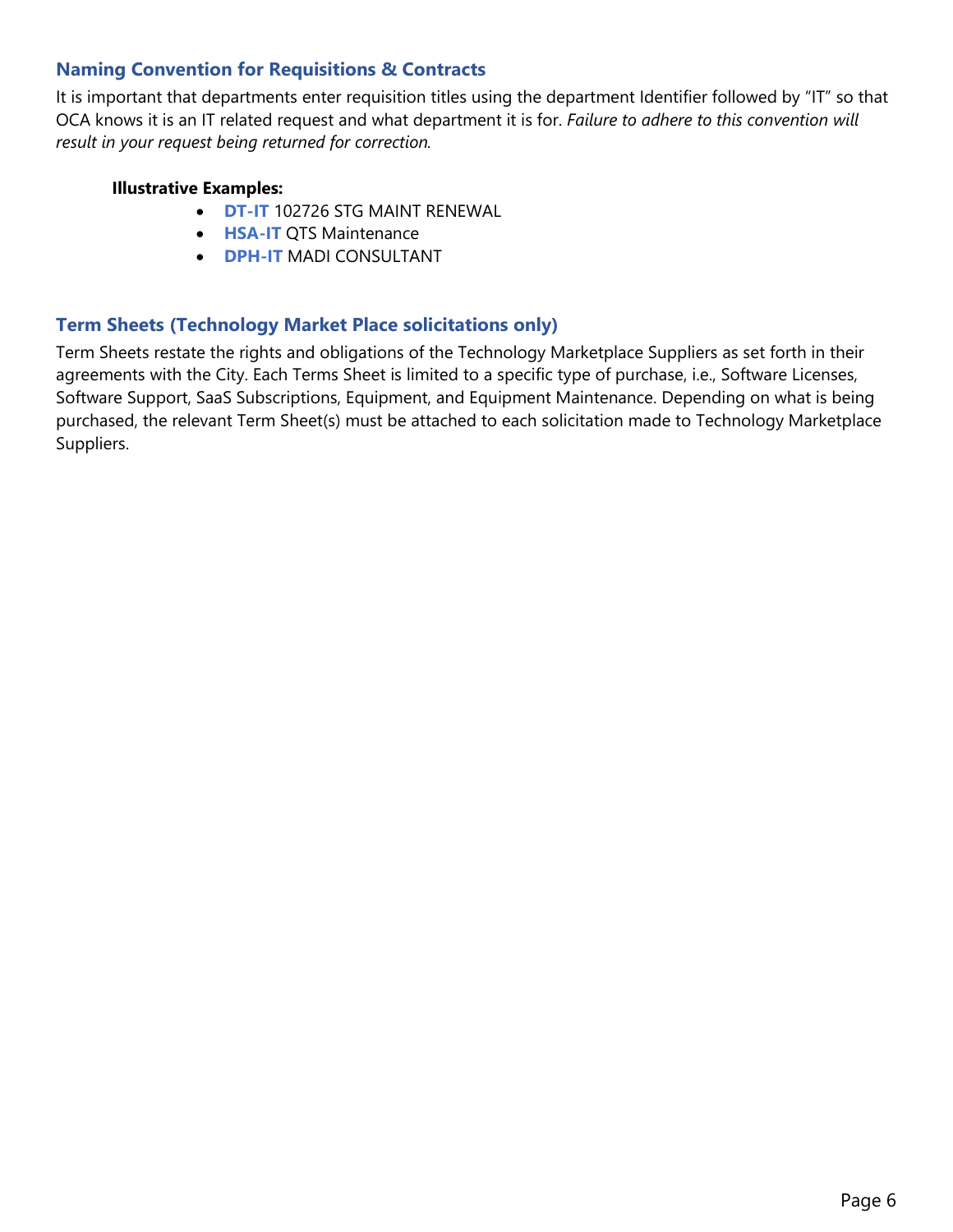## Naming Convention for Requisitions & Contracts

It is important that departments enter requisition titles using the department Identifier followed by "IT" so that OCA knows it is an IT related request and what department it is for. *Failure to adhere to this convention will result in your request being returned for correction.*

**Illustrative Examples:**

- **DT-IT** 102726 STG MAINT RENEWAL
- **HSA-IT** QTS Maintenance
- **DPH-IT** MADI CONSULTANT

## Term Sheets (Technology Market Place solicitations only)

Term Sheets restate the rights and obligations of the Technology Marketplace Suppliers as set forth in their agreements with the City. Each Terms Sheet is limited to a specific type of purchase, i.e., Software Licenses, Software Support, SaaS Subscriptions, Equipment, and Equipment Maintenance. Depending on what is being purchased, the relevant Term Sheet(s) must be attached to each solicitation made to Technology Marketplace Suppliers.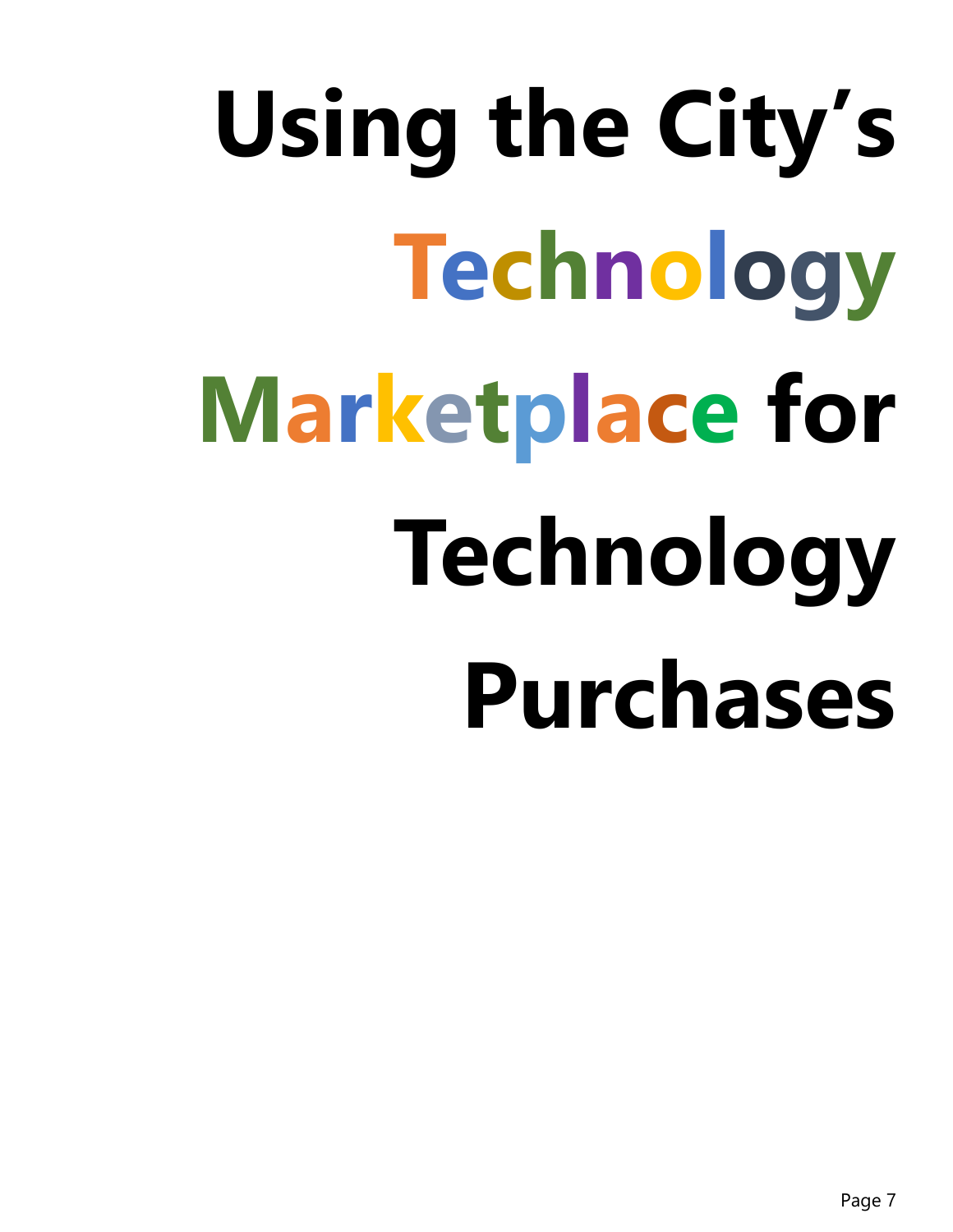# Using the City's Technology Marketplace for Technology Purchases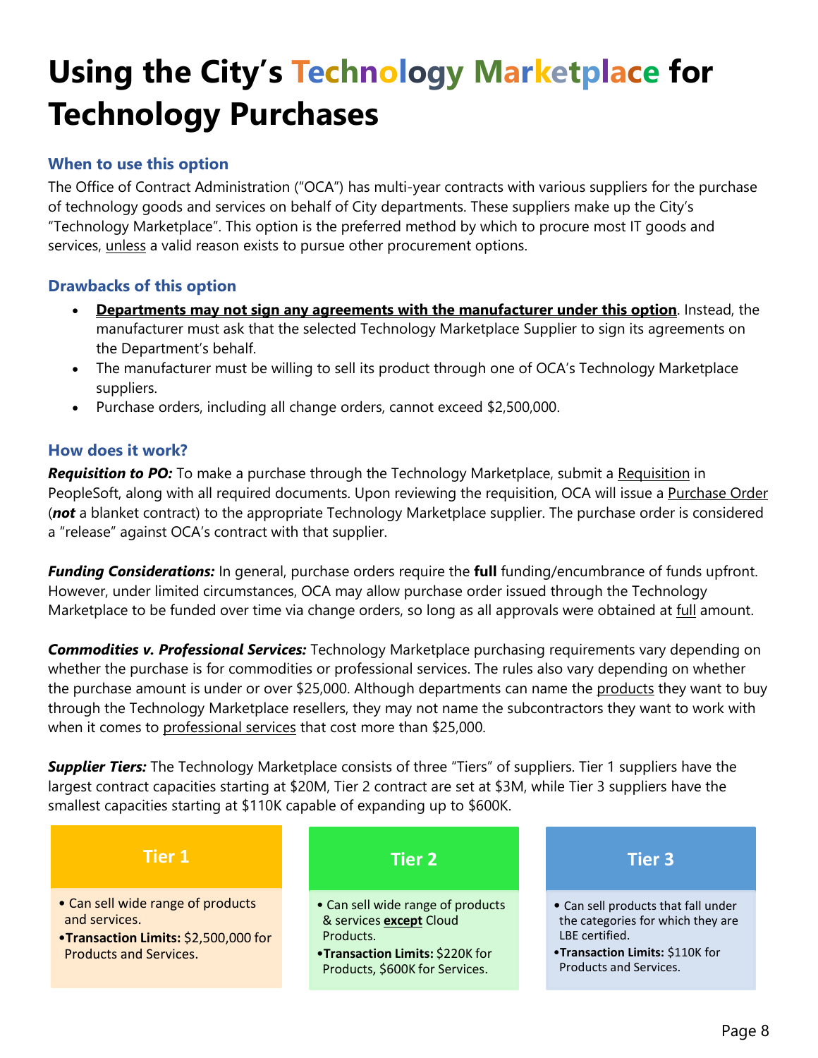# Using the City's Technology Marketplace for Technology Purchases

### When to use this option

The Office of Contract Administration ("OCA") has multi-year contracts with various suppliers for the purchase of technology goods and services on behalf of City departments. These suppliers make up the City's "Technology Marketplace". This option is the preferred method by which to procure most IT goods and services, unless a valid reason exists to pursue other procurement options.

### Drawbacks of this option

- **Departments may not sign any agreements with the manufacturer under this option**. Instead, the manufacturer must ask that the selected Technology Marketplace Supplier to sign its agreements on the Department's behalf.
- The manufacturer must be willing to sell its product through one of OCA's Technology Marketplace suppliers.
- Purchase orders, including all change orders, cannot exceed $2,500,000.

### How does it work?

***Requisition to PO:*** To make a purchase through the Technology Marketplace, submit a Requisition in PeopleSoft, along with all required documents. Upon reviewing the requisition, OCA will issue a Purchase Order (***not*** a blanket contract) to the appropriate Technology Marketplace supplier. The purchase order is considered a "release" against OCA's contract with that supplier.

***Funding Considerations:*** In general, purchase orders require the **full** funding/encumbrance of funds upfront. However, under limited circumstances, OCA may allow purchase order issued through the Technology Marketplace to be funded over time via change orders, so long as all approvals were obtained at full amount.

***Commodities v. Professional Services:*** Technology Marketplace purchasing requirements vary depending on whether the purchase is for commodities or professional services. The rules also vary depending on whether the purchase amount is under or over $25,000. Although departments can name the products they want to buy through the Technology Marketplace resellers, they may not name the subcontractors they want to work with when it comes to professional services that cost more than $25,000.

***Supplier Tiers:*** The Technology Marketplace consists of three "Tiers" of suppliers. Tier 1 suppliers have the largest contract capacities starting at $20M, Tier 2 contract are set at $3M, while Tier 3 suppliers have the smallest capacities starting at $110K capable of expanding up to $600K.

| Tier 1 | Tier 2 | Tier 3 |
|---|---|---|
| • Can sell wide range of products and services.<br>• **Transaction Limits:** $2,500,000 for Products and Services. | • Can sell wide range of products & services **except** Cloud Products.<br>• **Transaction Limits:** $220K for Products, $600K for Services. | • Can sell products that fall under the categories for which they are LBE certified.<br>• **Transaction Limits:** $110K for Products and Services. |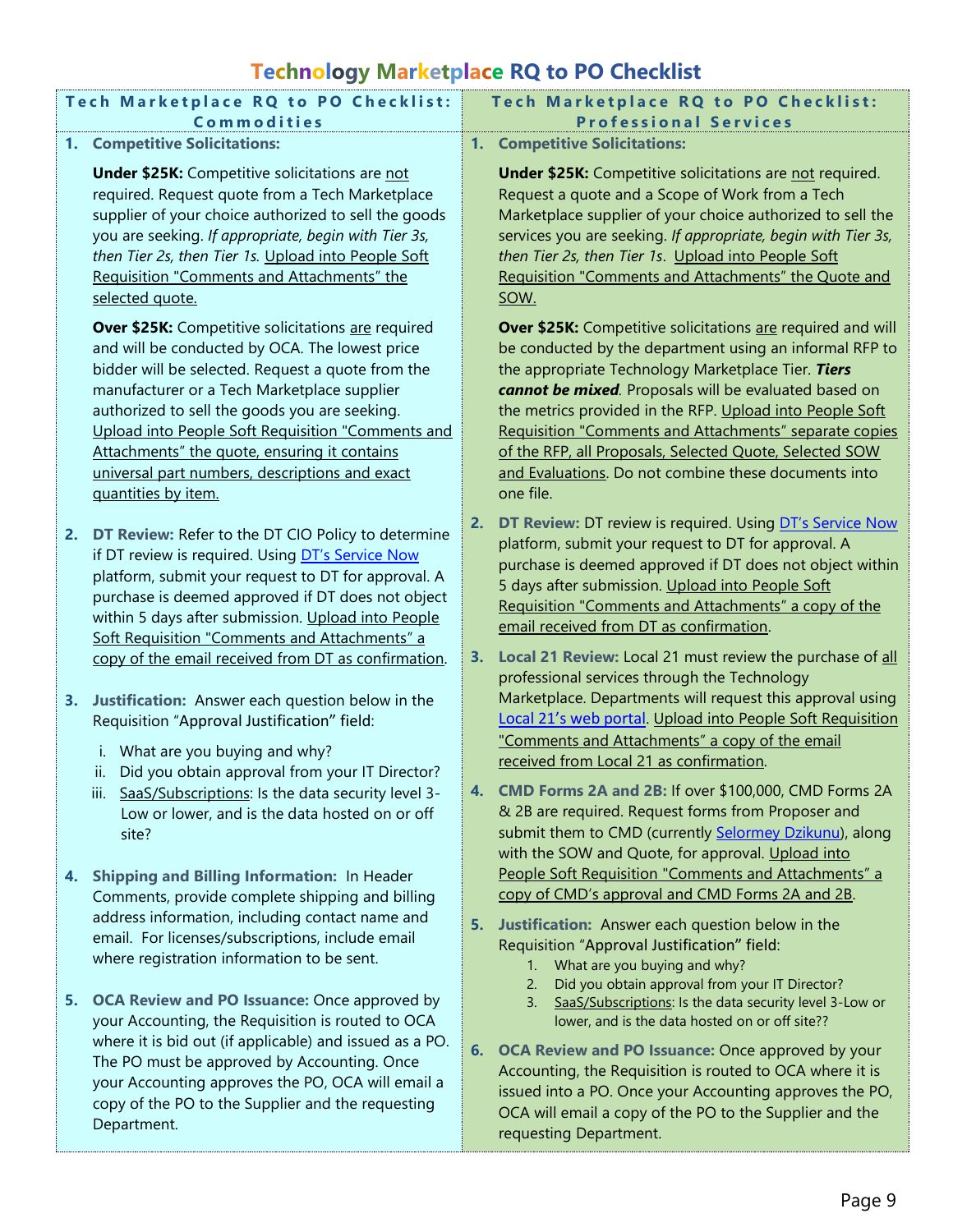# Technology Marketplace RQ to PO Checklist

## Tech Marketplace RQ to PO Checklist: Commodities

1. **Competitive Solicitations:**

   **Under $25K:** Competitive solicitations are not required. Request quote from a Tech Marketplace supplier of your choice authorized to sell the goods you are seeking. *If appropriate, begin with Tier 3s, then Tier 2s, then Tier 1s.* Upload into People Soft Requisition "Comments and Attachments" the selected quote.

   **Over $25K:** Competitive solicitations are required and will be conducted by OCA. The lowest price bidder will be selected. Request a quote from the manufacturer or a Tech Marketplace supplier authorized to sell the goods you are seeking. Upload into People Soft Requisition "Comments and Attachments" the quote, ensuring it contains universal part numbers, descriptions and exact quantities by item.

2. **DT Review:** Refer to the DT CIO Policy to determine if DT review is required. Using DT's Service Now platform, submit your request to DT for approval. A purchase is deemed approved if DT does not object within 5 days after submission. Upload into People Soft Requisition "Comments and Attachments" a copy of the email received from DT as confirmation.

3. **Justification:** Answer each question below in the Requisition "Approval Justification" field:

   i. What are you buying and why?
   ii. Did you obtain approval from your IT Director?
   iii. SaaS/Subscriptions: Is the data security level 3-Low or lower, and is the data hosted on or off site?

4. **Shipping and Billing Information:** In Header Comments, provide complete shipping and billing address information, including contact name and email. For licenses/subscriptions, include email where registration information to be sent.

5. **OCA Review and PO Issuance:** Once approved by your Accounting, the Requisition is routed to OCA where it is bid out (if applicable) and issued as a PO. The PO must be approved by Accounting. Once your Accounting approves the PO, OCA will email a copy of the PO to the Supplier and the requesting Department.

## Tech Marketplace RQ to PO Checklist: Professional Services

1. **Competitive Solicitations:**

   **Under $25K:** Competitive solicitations are not required. Request a quote and a Scope of Work from a Tech Marketplace supplier of your choice authorized to sell the services you are seeking. *If appropriate, begin with Tier 3s, then Tier 2s, then Tier 1s*. Upload into People Soft Requisition "Comments and Attachments" the Quote and SOW.

   **Over $25K:** Competitive solicitations are required and will be conducted by the department using an informal RFP to the appropriate Technology Marketplace Tier. ***Tiers cannot be mixed***. Proposals will be evaluated based on the metrics provided in the RFP. Upload into People Soft Requisition "Comments and Attachments" separate copies of the RFP, all Proposals, Selected Quote, Selected SOW and Evaluations. Do not combine these documents into one file.

2. **DT Review:** DT review is required. Using DT's Service Now platform, submit your request to DT for approval. A purchase is deemed approved if DT does not object within 5 days after submission. Upload into People Soft Requisition "Comments and Attachments" a copy of the email received from DT as confirmation.

3. **Local 21 Review:** Local 21 must review the purchase of all professional services through the Technology Marketplace. Departments will request this approval using Local 21's web portal. Upload into People Soft Requisition "Comments and Attachments" a copy of the email received from Local 21 as confirmation.

4. **CMD Forms 2A and 2B:** If over $100,000, CMD Forms 2A & 2B are required. Request forms from Proposer and submit them to CMD (currently Selormey Dzikunu), along with the SOW and Quote, for approval. Upload into People Soft Requisition "Comments and Attachments" a copy of CMD's approval and CMD Forms 2A and 2B.

5. **Justification:** Answer each question below in the Requisition "Approval Justification" field:

   1. What are you buying and why?
   2. Did you obtain approval from your IT Director?
   3. SaaS/Subscriptions: Is the data security level 3-Low or lower, and is the data hosted on or off site??

6. **OCA Review and PO Issuance:** Once approved by your Accounting, the Requisition is routed to OCA where it is issued into a PO. Once your Accounting approves the PO, OCA will email a copy of the PO to the Supplier and the requesting Department.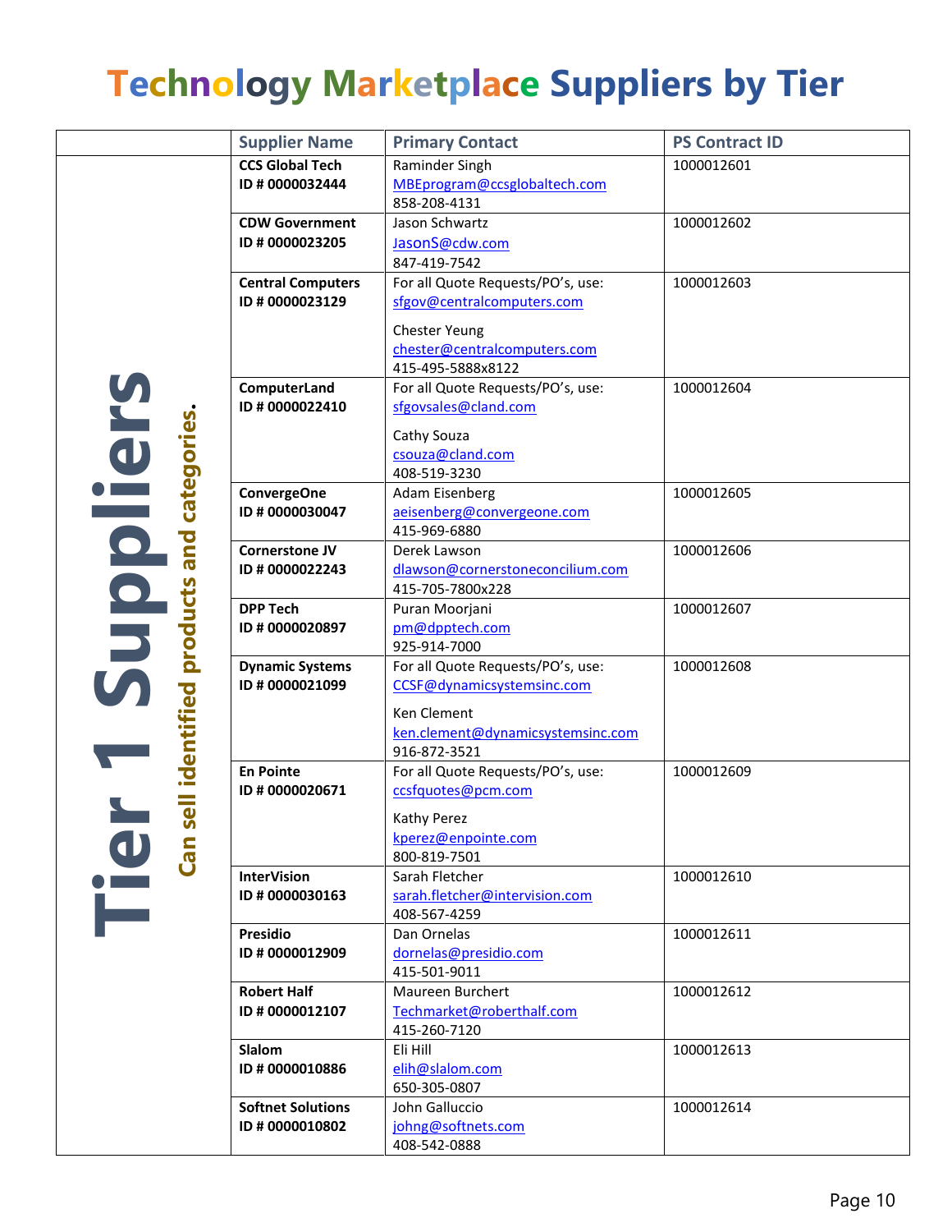# Technology Marketplace Suppliers by Tier

| | Supplier Name | Primary Contact | PS Contract ID |
|---|---|---|---|
| **Tier 1 Suppliers** **Can sell identified products and categories.** | **CCS Global Tech** **ID # 0000032444** | Raminder Singh MBEprogram@ccsglobaltech.com 858-208-4131 | 1000012601 |
| | **CDW Government** **ID # 0000023205** | Jason Schwartz JasonS@cdw.com 847-419-7542 | 1000012602 |
| | **Central Computers** **ID # 0000023129** | For all Quote Requests/PO's, use: sfgov@centralcomputers.com Chester Yeung chester@centralcomputers.com 415-495-5888x8122 | 1000012603 |
| | **ComputerLand** **ID # 0000022410** | For all Quote Requests/PO's, use: sfgovsales@cland.com Cathy Souza csouza@cland.com 408-519-3230 | 1000012604 |
| | **ConvergeOne** **ID # 0000030047** | Adam Eisenberg aeisenberg@convergeone.com 415-969-6880 | 1000012605 |
| | **Cornerstone JV** **ID # 0000022243** | Derek Lawson dlawson@cornerstoneconcilium.com 415-705-7800x228 | 1000012606 |
| | **DPP Tech** **ID # 0000020897** | Puran Moorjani pm@dpptech.com 925-914-7000 | 1000012607 |
| | **Dynamic Systems** **ID # 0000021099** | For all Quote Requests/PO's, use: CCSF@dynamicsystemsinc.com Ken Clement ken.clement@dynamicsystemsinc.com 916-872-3521 | 1000012608 |
| | **En Pointe** **ID # 0000020671** | For all Quote Requests/PO's, use: ccsfquotes@pcm.com Kathy Perez kperez@enpointe.com 800-819-7501 | 1000012609 |
| | **InterVision** **ID # 0000030163** | Sarah Fletcher sarah.fletcher@intervision.com 408-567-4259 | 1000012610 |
| | **Presidio** **ID # 0000012909** | Dan Ornelas dornelas@presidio.com 415-501-9011 | 1000012611 |
| | **Robert Half** **ID # 0000012107** | Maureen Burchert Techmarket@roberthalf.com 415-260-7120 | 1000012612 |
| | **Slalom** **ID # 0000010886** | Eli Hill elih@slalom.com 650-305-0807 | 1000012613 |
| | **Softnet Solutions** **ID # 0000010802** | John Galluccio johng@softnets.com 408-542-0888 | 1000012614 |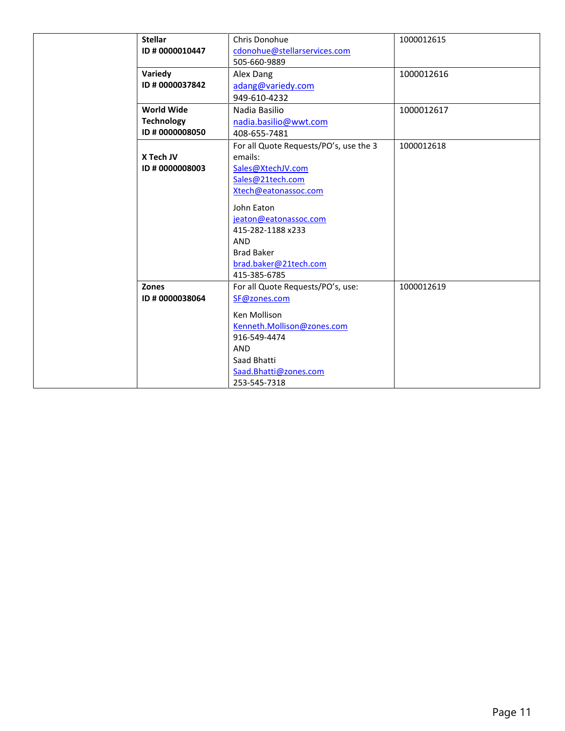| | | | |
|---|---|---|---|
| | **Stellar**<br>**ID # 0000010447** | Chris Donohue<br>cdonohue@stellarservices.com<br>505-660-9889 | 1000012615 |
| | **Variedy**<br>**ID # 0000037842** | Alex Dang<br>adang@variedy.com<br>949-610-4232 | 1000012616 |
| | **World Wide Technology**<br>**ID # 0000008050** | Nadia Basilio<br>nadia.basilio@wwt.com<br>408-655-7481 | 1000012617 |
| | **X Tech JV**<br>**ID # 0000008003** | For all Quote Requests/PO's, use the 3 emails:<br>Sales@XtechJV.com<br>Sales@21tech.com<br>Xtech@eatonassoc.com<br><br>John Eaton<br>jeaton@eatonassoc.com<br>415-282-1188 x233<br>AND<br>Brad Baker<br>brad.baker@21tech.com<br>415-385-6785 | 1000012618 |
| | **Zones**<br>**ID # 0000038064** | For all Quote Requests/PO's, use:<br>SF@zones.com<br><br>Ken Mollison<br>Kenneth.Mollison@zones.com<br>916-549-4474<br>AND<br>Saad Bhatti<br>Saad.Bhatti@zones.com<br>253-545-7318 | 1000012619 |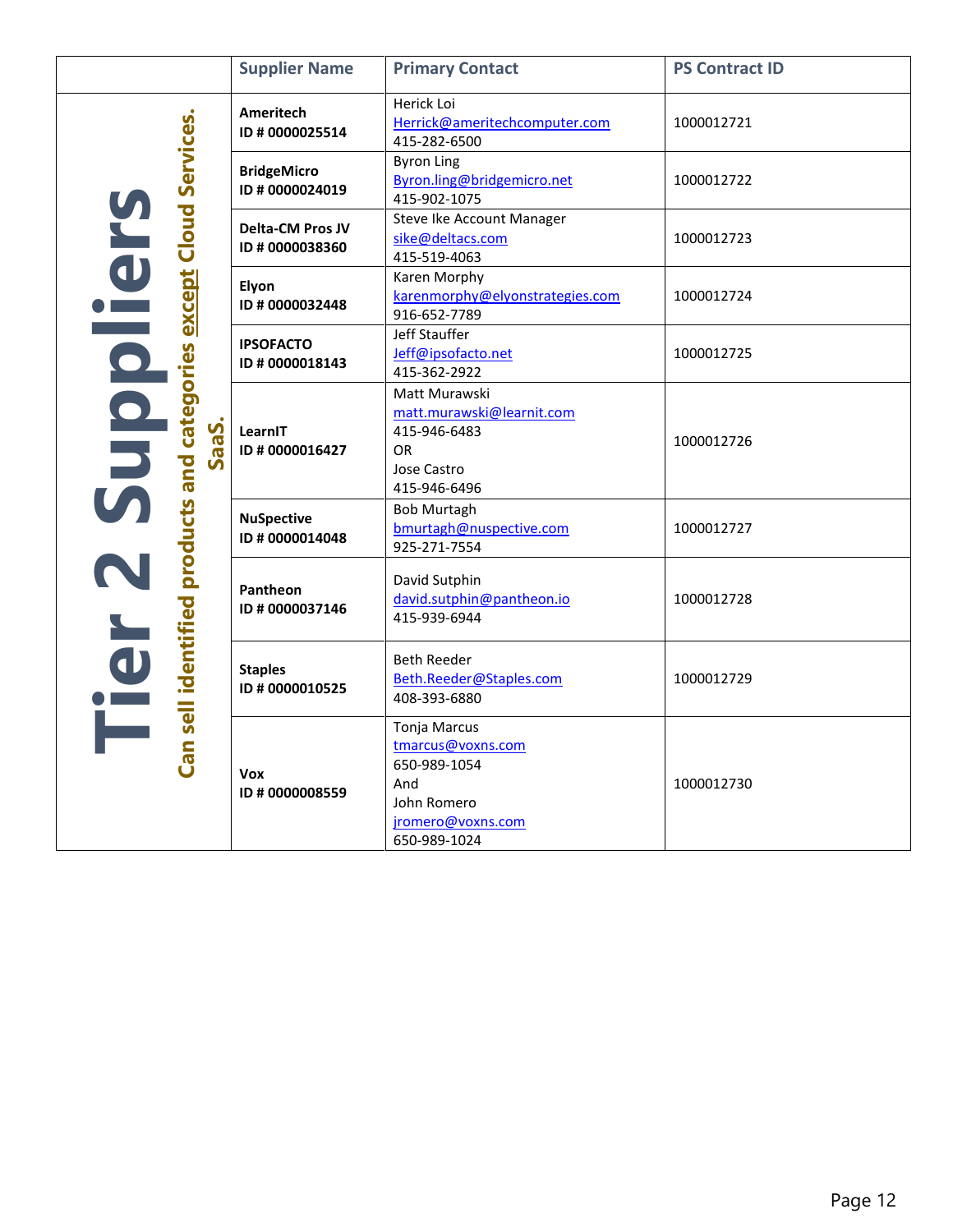| | Supplier Name | Primary Contact | PS Contract ID |
|---|---|---|---|
| **Tier 2 Suppliers** Can sell identified products and categories except Cloud Services. SaaS. | **Ameritech** **ID # 0000025514** | Herick Loi Herrick@ameritechcomputer.com 415-282-6500 | 1000012721 |
| | **BridgeMicro** **ID # 0000024019** | Byron Ling Byron.ling@bridgemicro.net 415-902-1075 | 1000012722 |
| | **Delta-CM Pros JV** **ID # 0000038360** | Steve Ike Account Manager sike@deltacs.com 415-519-4063 | 1000012723 |
| | **Elyon** **ID # 0000032448** | Karen Morphy karenmorphy@elyonstrategies.com 916-652-7789 | 1000012724 |
| | **IPSOFACTO** **ID # 0000018143** | Jeff Stauffer Jeff@ipsofacto.net 415-362-2922 | 1000012725 |
| | **LearnIT** **ID # 0000016427** | Matt Murawski matt.murawski@learnit.com 415-946-6483 OR Jose Castro 415-946-6496 | 1000012726 |
| | **NuSpective** **ID # 0000014048** | Bob Murtagh bmurtagh@nuspective.com 925-271-7554 | 1000012727 |
| | **Pantheon** **ID # 0000037146** | David Sutphin david.sutphin@pantheon.io 415-939-6944 | 1000012728 |
| | **Staples** **ID # 0000010525** | Beth Reeder Beth.Reeder@Staples.com 408-393-6880 | 1000012729 |
| | **Vox** **ID # 0000008559** | Tonja Marcus tmarcus@voxns.com 650-989-1054 And John Romero jromero@voxns.com 650-989-1024 | 1000012730 |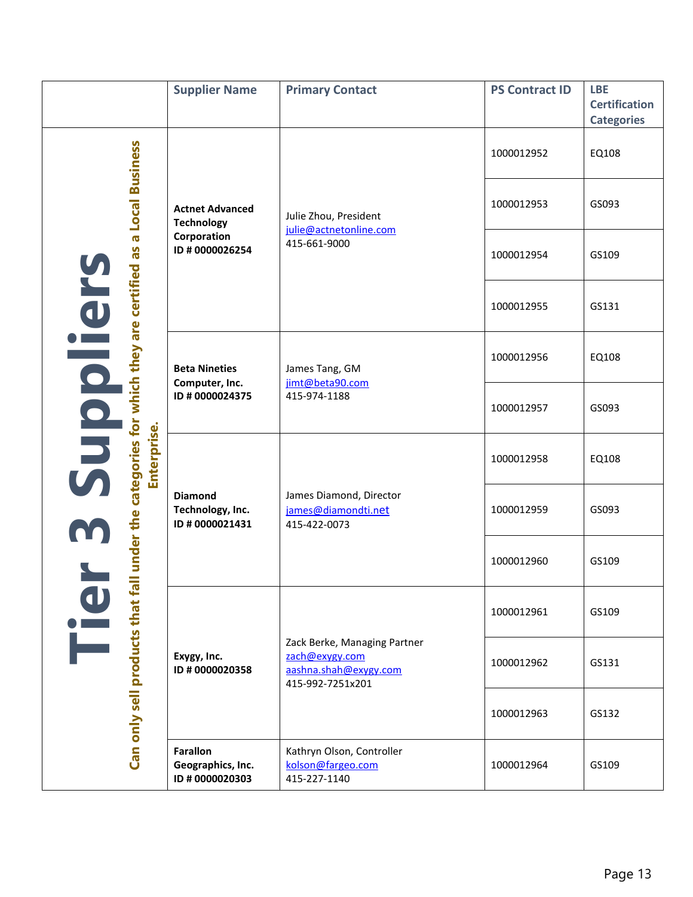| | Supplier Name | Primary Contact | PS Contract ID | LBE Certification Categories |
|---|---|---|---|---|
| **Tier 3 Suppliers** Can only sell products that fall under the categories for which they are certified as a Local Business Enterprise. | **Actnet Advanced Technology Corporation ID # 0000026254** | Julie Zhou, President julie@actnetonline.com 415-661-9000 | 1000012952 | EQ108 |
| | | | 1000012953 | GS093 |
| | | | 1000012954 | GS109 |
| | | | 1000012955 | GS131 |
| | **Beta Nineties Computer, Inc. ID # 0000024375** | James Tang, GM jimt@beta90.com 415-974-1188 | 1000012956 | EQ108 |
| | | | 1000012957 | GS093 |
| | **Diamond Technology, Inc. ID # 0000021431** | James Diamond, Director james@diamondti.net 415-422-0073 | 1000012958 | EQ108 |
| | | | 1000012959 | GS093 |
| | | | 1000012960 | GS109 |
| | **Exygy, Inc. ID # 0000020358** | Zack Berke, Managing Partner zach@exygy.com aashna.shah@exygy.com 415-992-7251x201 | 1000012961 | GS109 |
| | | | 1000012962 | GS131 |
| | | | 1000012963 | GS132 |
| | **Farallon Geographics, Inc. ID # 0000020303** | Kathryn Olson, Controller kolson@fargeo.com 415-227-1140 | 1000012964 | GS109 |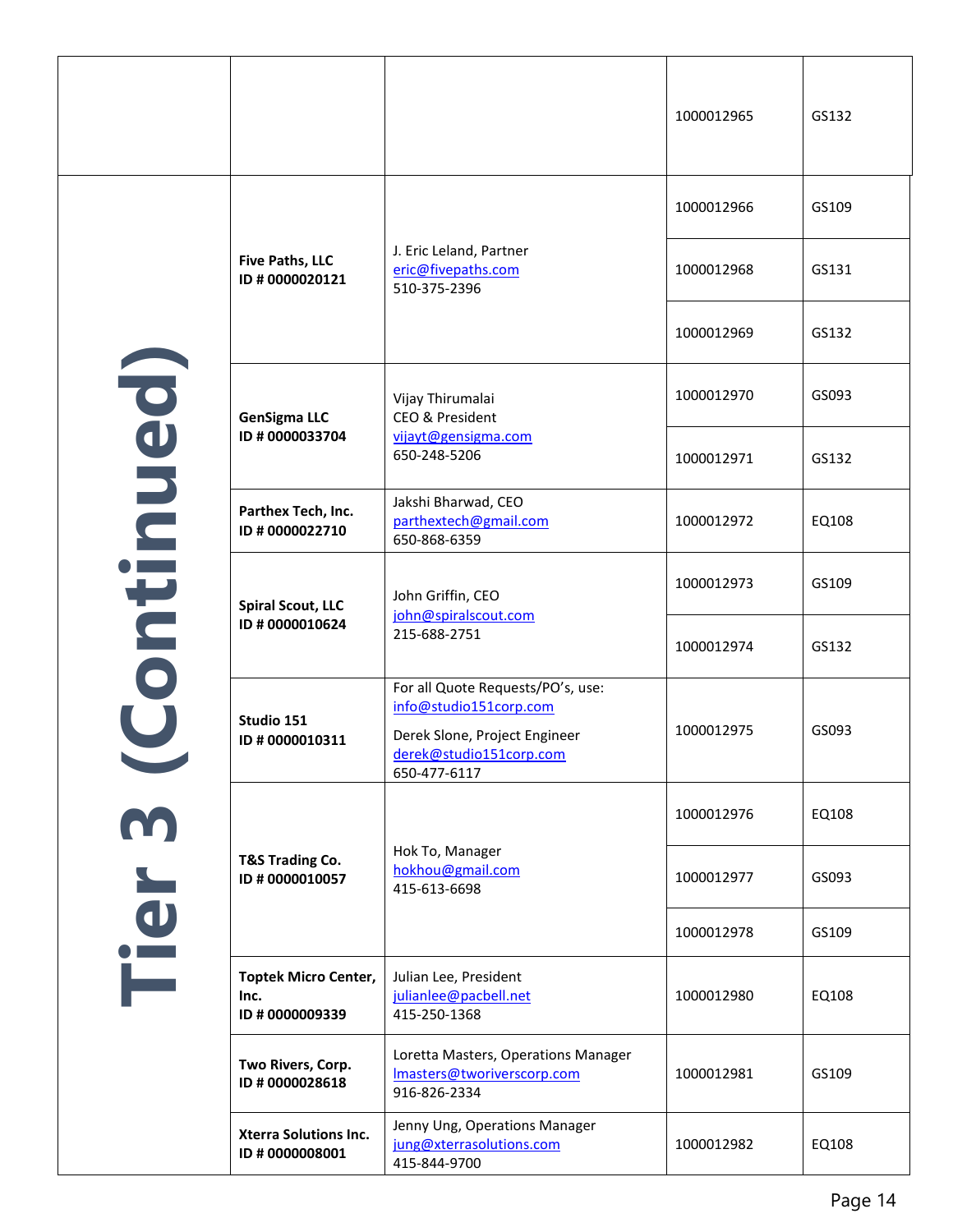| | | | | |
|---|---|---|---|---|
| | | | 1000012965 | GS132 |
| Tier 3 (Continued) | **Five Paths, LLC**<br>**ID # 0000020121** | J. Eric Leland, Partner<br>eric@fivepaths.com<br>510-375-2396 | 1000012966 | GS109 |
| | | | 1000012968 | GS131 |
| | | | 1000012969 | GS132 |
| | **GenSigma LLC**<br>**ID # 0000033704** | Vijay Thirumalai<br>CEO & President<br>vijayt@gensigma.com<br>650-248-5206 | 1000012970 | GS093 |
| | | | 1000012971 | GS132 |
| | **Parthex Tech, Inc.**<br>**ID # 0000022710** | Jakshi Bharwad, CEO<br>parthextech@gmail.com<br>650-868-6359 | 1000012972 | EQ108 |
| | **Spiral Scout, LLC**<br>**ID # 0000010624** | John Griffin, CEO<br>john@spiralscout.com<br>215-688-2751 | 1000012973 | GS109 |
| | | | 1000012974 | GS132 |
| | **Studio 151**<br>**ID # 0000010311** | For all Quote Requests/PO's, use:<br>info@studio151corp.com<br>Derek Slone, Project Engineer<br>derek@studio151corp.com<br>650-477-6117 | 1000012975 | GS093 |
| | **T&S Trading Co.**<br>**ID # 0000010057** | Hok To, Manager<br>hokhou@gmail.com<br>415-613-6698 | 1000012976 | EQ108 |
| | | | 1000012977 | GS093 |
| | | | 1000012978 | GS109 |
| | **Toptek Micro Center, Inc.**<br>**ID # 0000009339** | Julian Lee, President<br>julianlee@pacbell.net<br>415-250-1368 | 1000012980 | EQ108 |
| | **Two Rivers, Corp.**<br>**ID # 0000028618** | Loretta Masters, Operations Manager<br>lmasters@tworiverscorp.com<br>916-826-2334 | 1000012981 | GS109 |
| | **Xterra Solutions Inc.**<br>**ID # 0000008001** | Jenny Ung, Operations Manager<br>jung@xterrasolutions.com<br>415-844-9700 | 1000012982 | EQ108 |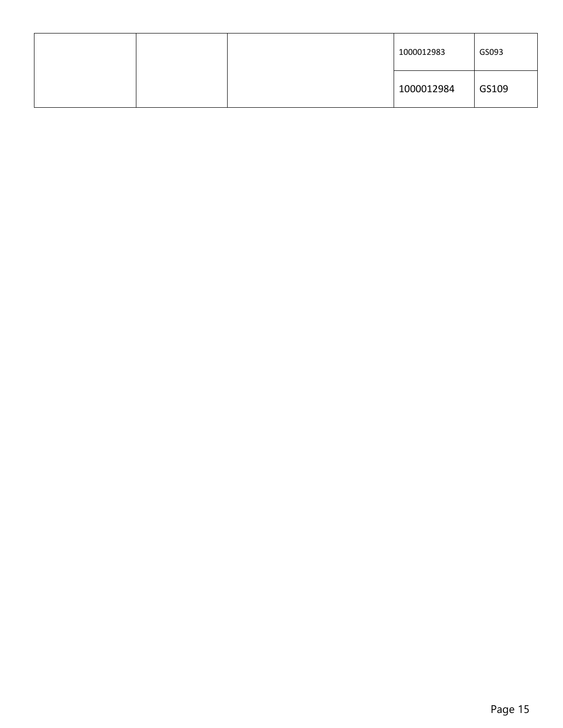| | | | | |
|---|---|---|---|---|
| | | | 1000012983 | GS093 |
| | | | 1000012984 | GS109 |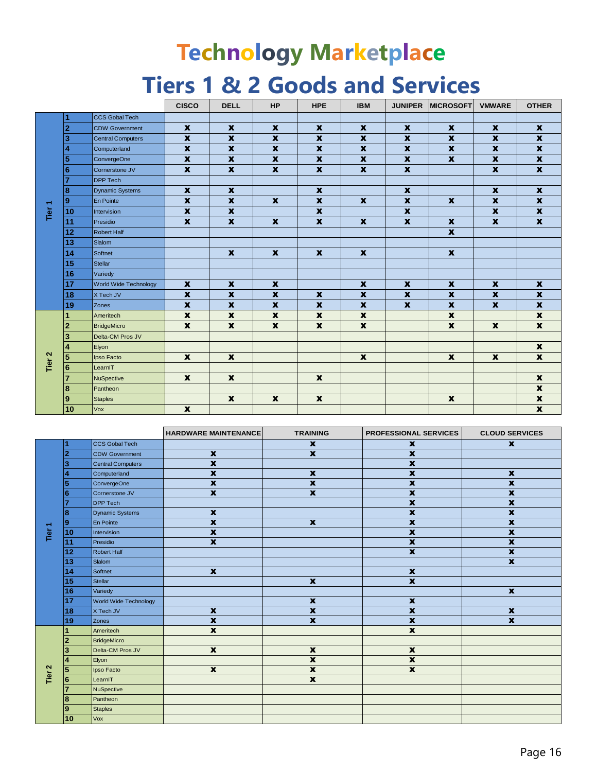# Technology Marketplace

# Tiers 1 & 2 Goods and Services

| Tier | # | Company | CISCO | DELL | HP | HPE | IBM | JUNIPER | MICROSOFT | VMWARE | OTHER |
|---|---|---|---|---|---|---|---|---|---|---|---|
| Tier 1 | 1 | CCS Gobal Tech | | | | | | | | | |
| | 2 | CDW Government | X | X | X | X | X | X | X | X | X |
| | 3 | Central Computers | X | X | X | X | X | X | X | X | X |
| | 4 | Computerland | X | X | X | X | X | X | X | X | X |
| | 5 | ConvergeOne | X | X | X | X | X | X | X | X | X |
| | 6 | Cornerstone JV | X | X | X | X | X | X | | X | X |
| | 7 | DPP Tech | | | | | | | | | |
| | 8 | Dynamic Systems | X | X | | X | | X | | X | X |
| | 9 | En Pointe | X | X | X | X | X | X | X | X | X |
| | 10 | Intervision | X | X | | X | | X | | X | X |
| | 11 | Presidio | X | X | X | X | X | X | X | X | X |
| | 12 | Robert Half | | | | | | | X | | |
| | 13 | Slalom | | | | | | | | | |
| | 14 | Softnet | | X | X | X | X | | X | | |
| | 15 | Stellar | | | | | | | | | |
| | 16 | Variedy | | | | | | | | | |
| | 17 | World Wide Technology | X | X | X | | X | X | X | X | X |
| | 18 | X Tech JV | X | X | X | X | X | X | X | X | X |
| | 19 | Zones | X | X | X | X | X | X | X | X | X |
| Tier 2 | 1 | Ameritech | X | X | X | X | X | | X | | X |
| | 2 | BridgeMicro | X | X | X | X | X | | X | X | X |
| | 3 | Delta-CM Pros JV | | | | | | | | | |
| | 4 | Elyon | | | | | | | | | X |
| | 5 | Ipso Facto | X | X | | | X | | X | X | X |
| | 6 | LearnIT | | | | | | | | | |
| | 7 | NuSpective | X | X | | X | | | | | X |
| | 8 | Pantheon | | | | | | | | | X |
| | 9 | Staples | | X | X | X | | | X | | X |
| | 10 | Vox | X | | | | | | | | X |

| Tier | # | Company | HARDWARE MAINTENANCE | TRAINING | PROFESSIONAL SERVICES | CLOUD SERVICES |
|---|---|---|---|---|---|---|
| Tier 1 | 1 | CCS Gobal Tech | | X | X | X |
| | 2 | CDW Government | X | X | X | |
| | 3 | Central Computers | X | | X | |
| | 4 | Computerland | X | X | X | X |
| | 5 | ConvergeOne | X | X | X | X |
| | 6 | Cornerstone JV | X | X | X | X |
| | 7 | DPP Tech | | | X | X |
| | 8 | Dynamic Systems | X | | X | X |
| | 9 | En Pointe | X | X | X | X |
| | 10 | Intervision | X | | X | X |
| | 11 | Presidio | X | | X | X |
| | 12 | Robert Half | | | X | X |
| | 13 | Slalom | | | | X |
| | 14 | Softnet | X | | X | |
| | 15 | Stellar | | X | X | |
| | 16 | Variedy | | | | X |
| | 17 | World Wide Technology | | X | X | |
| | 18 | X Tech JV | X | X | X | X |
| | 19 | Zones | X | X | X | X |
| Tier 2 | 1 | Ameritech | X | | X | |
| | 2 | BridgeMicro | | | | |
| | 3 | Delta-CM Pros JV | X | X | X | |
| | 4 | Elyon | | X | X | |
| | 5 | Ipso Facto | X | X | X | |
| | 6 | LearnIT | | X | | |
| | 7 | NuSpective | | | | |
| | 8 | Pantheon | | | | |
| | 9 | Staples | | | | |
| | 10 | Vox | | | | |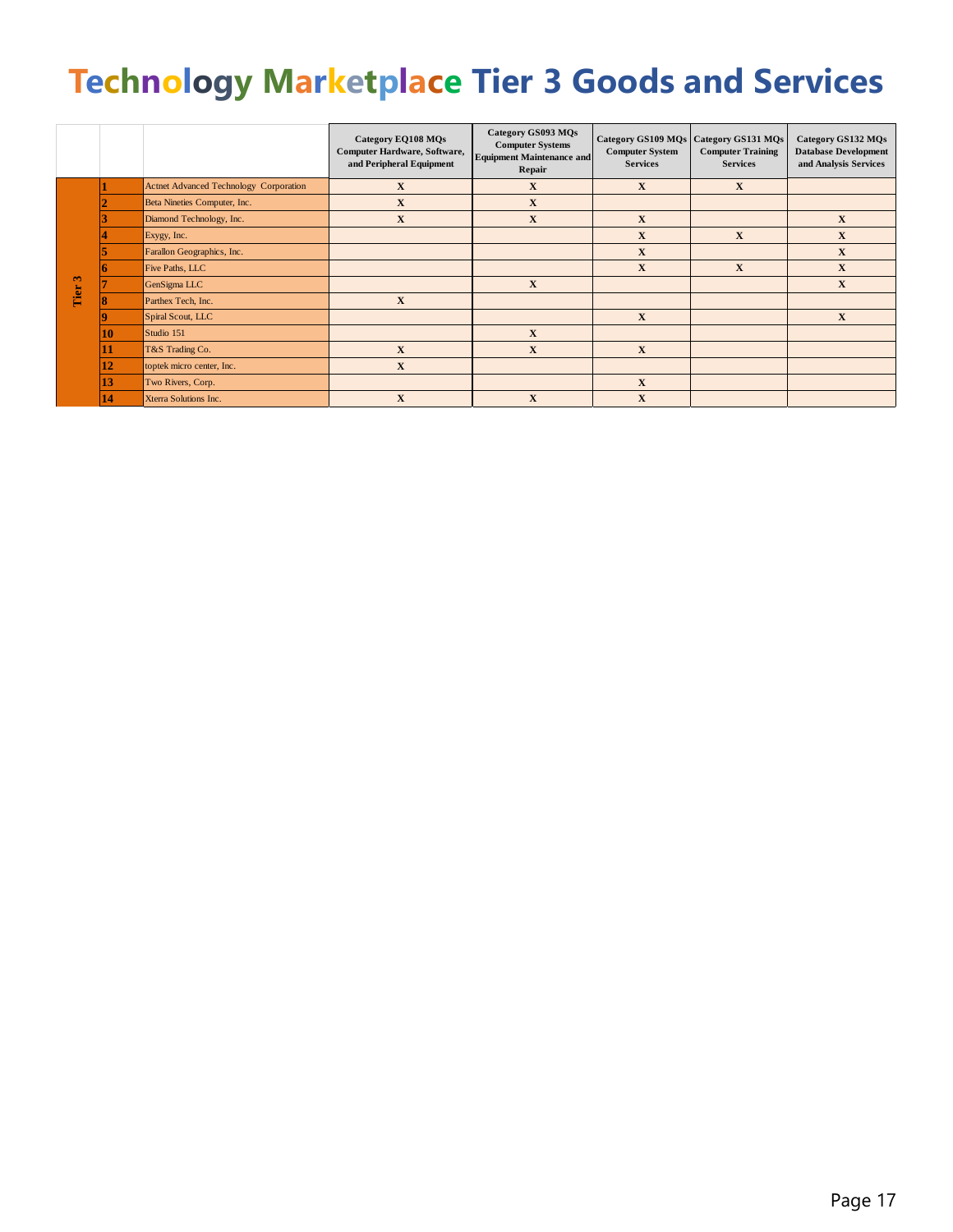# Technology Marketplace Tier 3 Goods and Services

| | | | Category EQ108 MQs Computer Hardware, Software, and Peripheral Equipment | Category GS093 MQs Computer Systems Equipment Maintenance and Repair | Category GS109 MQs Computer System Services | Category GS131 MQs Computer Training Services | Category GS132 MQs Database Development and Analysis Services |
|---|---|---|---|---|---|---|---|
| Tier 3 | 1 | Actnet Advanced Technology Corporation | X | X | X | X | |
| | 2 | Beta Nineties Computer, Inc. | X | X | | | |
| | 3 | Diamond Technology, Inc. | X | X | X | | X |
| | 4 | Exygy, Inc. | | | X | X | X |
| | 5 | Farallon Geographics, Inc. | | | X | | X |
| | 6 | Five Paths, LLC | | | X | X | X |
| | 7 | GenSigma LLC | | X | | | X |
| | 8 | Parthex Tech, Inc. | X | | | | |
| | 9 | Spiral Scout, LLC | | | X | | X |
| | 10 | Studio 151 | | X | | | |
| | 11 | T&S Trading Co. | X | X | X | | |
| | 12 | toptek micro center, Inc. | X | | | | |
| | 13 | Two Rivers, Corp. | | | X | | |
| | 14 | Xterra Solutions Inc. | X | X | X | | |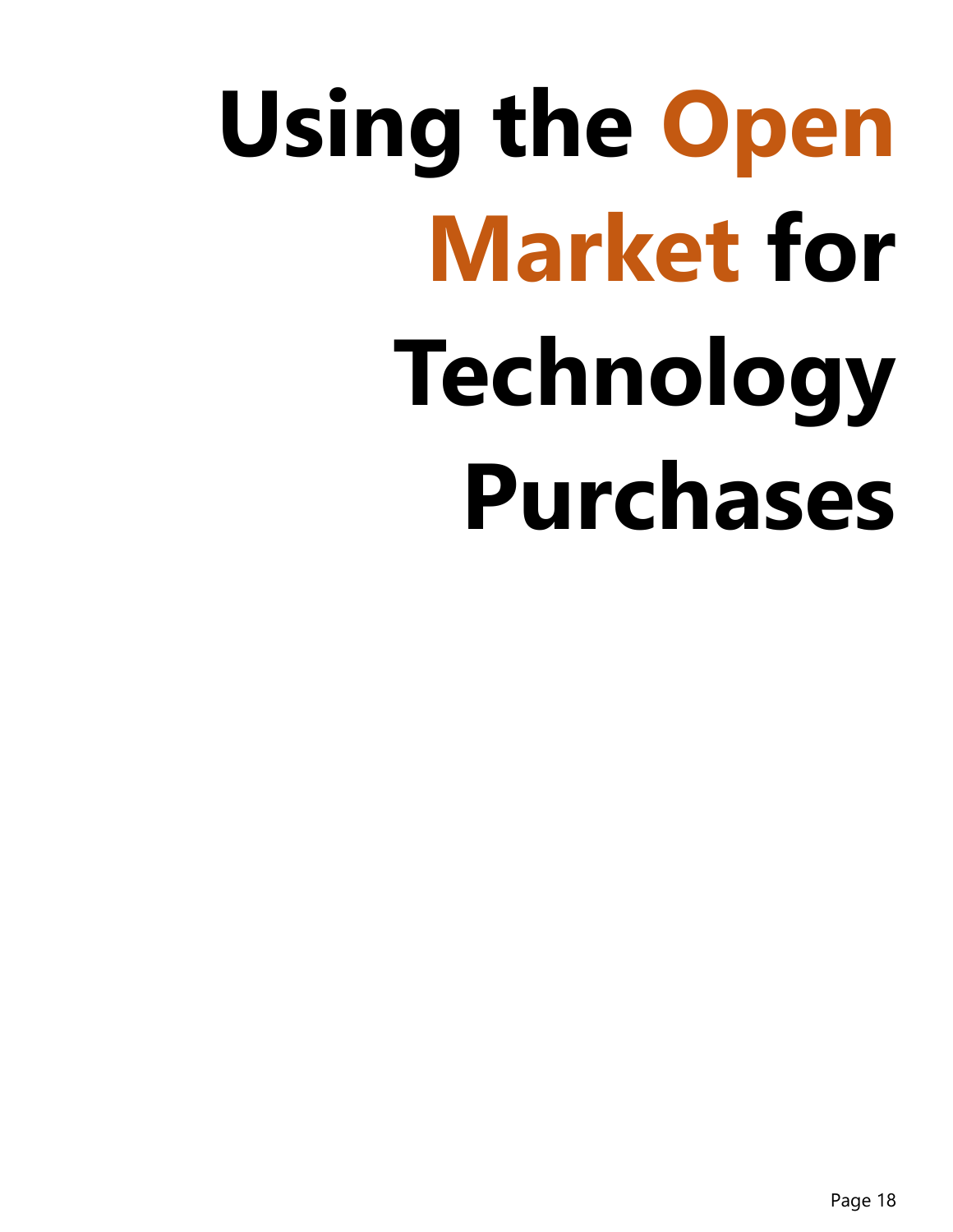# Using the Open Market for Technology Purchases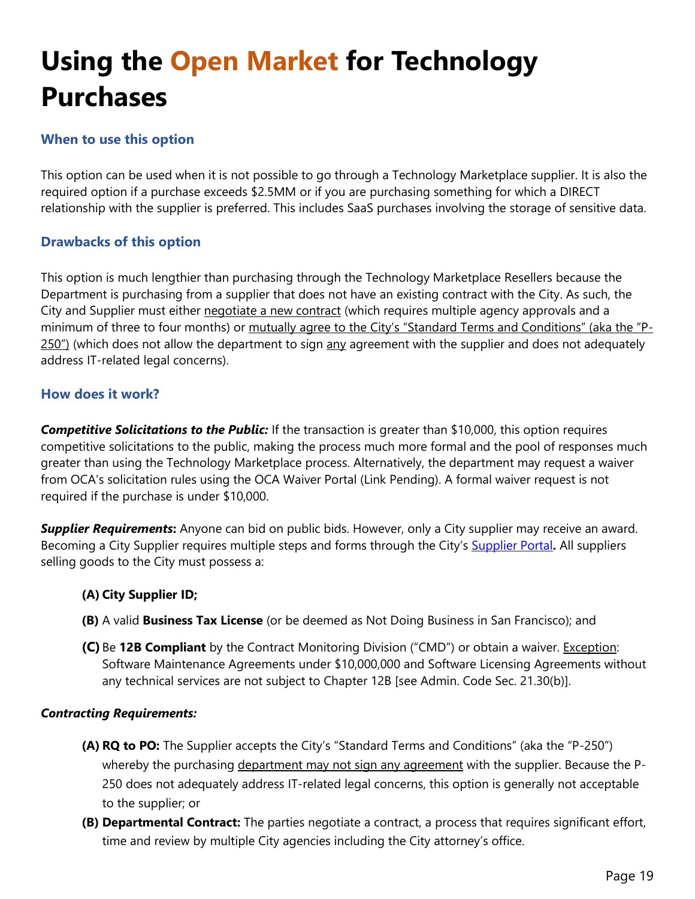# Using the Open Market for Technology Purchases

### When to use this option

This option can be used when it is not possible to go through a Technology Marketplace supplier. It is also the required option if a purchase exceeds $2.5MM or if you are purchasing something for which a DIRECT relationship with the supplier is preferred. This includes SaaS purchases involving the storage of sensitive data.

### Drawbacks of this option

This option is much lengthier than purchasing through the Technology Marketplace Resellers because the Department is purchasing from a supplier that does not have an existing contract with the City. As such, the City and Supplier must either <u>negotiate a new contract</u> (which requires multiple agency approvals and a minimum of three to four months) or <u>mutually agree to the City's "Standard Terms and Conditions" (aka the "P-250")</u> (which does not allow the department to sign <u>any</u> agreement with the supplier and does not adequately address IT-related legal concerns).

### How does it work?

***Competitive Solicitations to the Public:*** If the transaction is greater than $10,000, this option requires competitive solicitations to the public, making the process much more formal and the pool of responses much greater than using the Technology Marketplace process. Alternatively, the department may request a waiver from OCA's solicitation rules using the OCA Waiver Portal (Link Pending). A formal waiver request is not required if the purchase is under $10,000.

***Supplier Requirements*:** Anyone can bid on public bids. However, only a City supplier may receive an award. Becoming a City Supplier requires multiple steps and forms through the City's [Supplier Portal](). All suppliers selling goods to the City must possess a:

- **(A) City Supplier ID;**
- **(B)** A valid **Business Tax License** (or be deemed as Not Doing Business in San Francisco); and
- **(C)** Be **12B Compliant** by the Contract Monitoring Division ("CMD") or obtain a waiver. <u>Exception</u>: Software Maintenance Agreements under $10,000,000 and Software Licensing Agreements without any technical services are not subject to Chapter 12B [see Admin. Code Sec. 21.30(b)].

***Contracting Requirements:***

- **(A) RQ to PO:** The Supplier accepts the City's "Standard Terms and Conditions" (aka the "P-250") whereby the purchasing <u>department may not sign any agreement</u> with the supplier. Because the P-250 does not adequately address IT-related legal concerns, this option is generally not acceptable to the supplier; or
- **(B) Departmental Contract:** The parties negotiate a contract, a process that requires significant effort, time and review by multiple City agencies including the City attorney's office.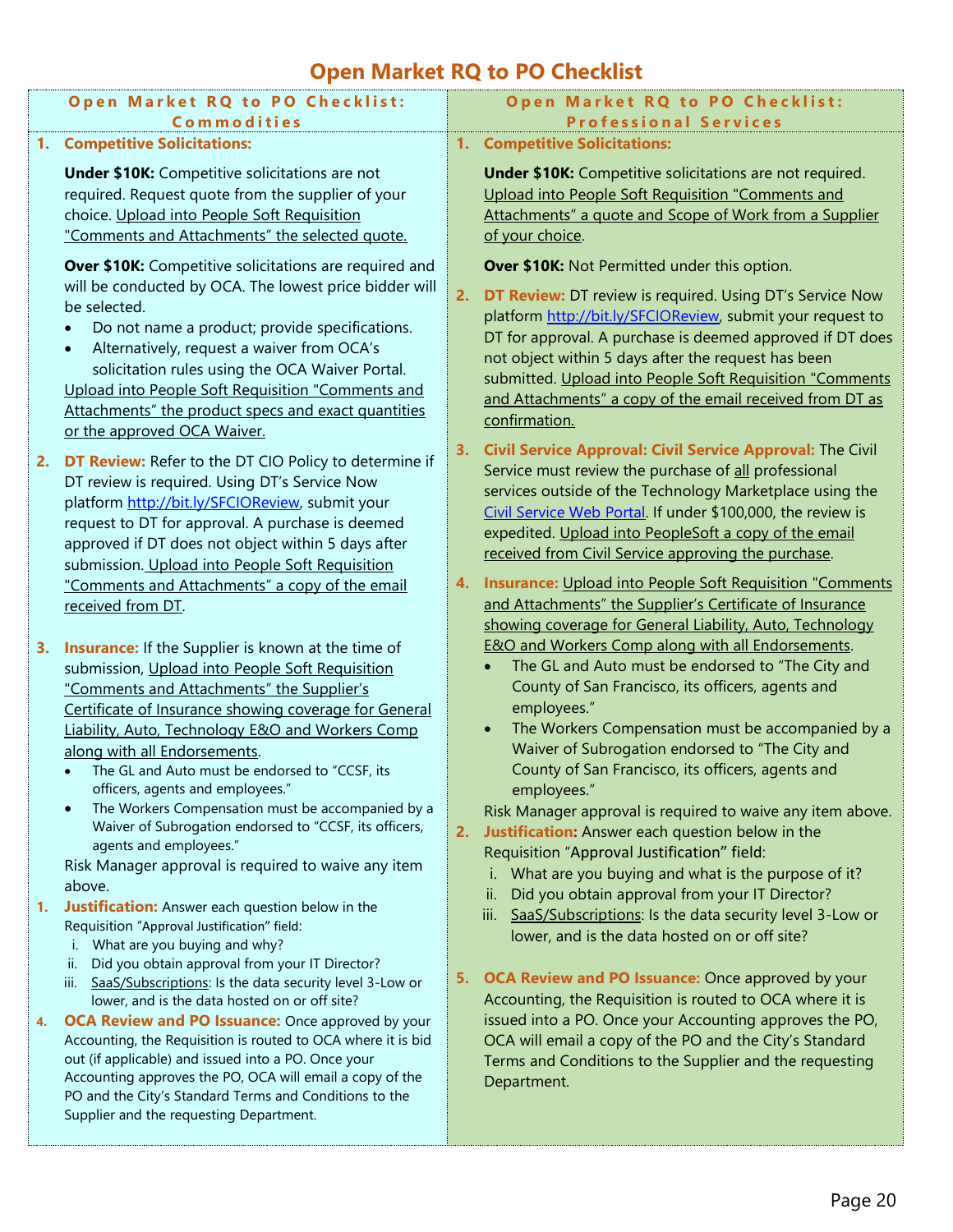# Open Market RQ to PO Checklist

## Open Market RQ to PO Checklist: Commodities

1. **Competitive Solicitations:**

   **Under $10K:** Competitive solicitations are not required. Request quote from the supplier of your choice. Upload into People Soft Requisition "Comments and Attachments" the selected quote.

   **Over $10K:** Competitive solicitations are required and will be conducted by OCA. The lowest price bidder will be selected.

   - Do not name a product; provide specifications.
   - Alternatively, request a waiver from OCA's solicitation rules using the OCA Waiver Portal.

   Upload into People Soft Requisition "Comments and Attachments" the product specs and exact quantities or the approved OCA Waiver.

2. **DT Review:** Refer to the DT CIO Policy to determine if DT review is required. Using DT's Service Now platform http://bit.ly/SFCIOReview, submit your request to DT for approval. A purchase is deemed approved if DT does not object within 5 days after submission. Upload into People Soft Requisition "Comments and Attachments" a copy of the email received from DT.

3. **Insurance:** If the Supplier is known at the time of submission, Upload into People Soft Requisition "Comments and Attachments" the Supplier's Certificate of Insurance showing coverage for General Liability, Auto, Technology E&O and Workers Comp along with all Endorsements.

   - The GL and Auto must be endorsed to "CCSF, its officers, agents and employees."
   - The Workers Compensation must be accompanied by a Waiver of Subrogation endorsed to "CCSF, its officers, agents and employees."

   Risk Manager approval is required to waive any item above.

1. **Justification:** Answer each question below in the Requisition "Approval Justification" field:

   i. What are you buying and why?
   ii. Did you obtain approval from your IT Director?
   iii. SaaS/Subscriptions: Is the data security level 3-Low or lower, and is the data hosted on or off site?

4. **OCA Review and PO Issuance:** Once approved by your Accounting, the Requisition is routed to OCA where it is bid out (if applicable) and issued into a PO. Once your Accounting approves the PO, OCA will email a copy of the PO and the City's Standard Terms and Conditions to the Supplier and the requesting Department.

## Open Market RQ to PO Checklist: Professional Services

1. **Competitive Solicitations:**

   **Under $10K:** Competitive solicitations are not required. Upload into People Soft Requisition "Comments and Attachments" a quote and Scope of Work from a Supplier of your choice.

   **Over $10K:** Not Permitted under this option.

2. **DT Review:** DT review is required. Using DT's Service Now platform http://bit.ly/SFCIOReview, submit your request to DT for approval. A purchase is deemed approved if DT does not object within 5 days after the request has been submitted. Upload into People Soft Requisition "Comments and Attachments" a copy of the email received from DT as confirmation.

3. **Civil Service Approval: Civil Service Approval:** The Civil Service must review the purchase of all professional services outside of the Technology Marketplace using the Civil Service Web Portal. If under $100,000, the review is expedited. Upload into PeopleSoft a copy of the email received from Civil Service approving the purchase.

4. **Insurance:** Upload into People Soft Requisition "Comments and Attachments" the Supplier's Certificate of Insurance showing coverage for General Liability, Auto, Technology E&O and Workers Comp along with all Endorsements.

   - The GL and Auto must be endorsed to "The City and County of San Francisco, its officers, agents and employees."
   - The Workers Compensation must be accompanied by a Waiver of Subrogation endorsed to "The City and County of San Francisco, its officers, agents and employees."

   Risk Manager approval is required to waive any item above.

2. **Justification:** Answer each question below in the Requisition "Approval Justification" field:

   i. What are you buying and what is the purpose of it?
   ii. Did you obtain approval from your IT Director?
   iii. SaaS/Subscriptions: Is the data security level 3-Low or lower, and is the data hosted on or off site?

5. **OCA Review and PO Issuance:** Once approved by your Accounting, the Requisition is routed to OCA where it is issued into a PO. Once your Accounting approves the PO, OCA will email a copy of the PO and the City's Standard Terms and Conditions to the Supplier and the requesting Department.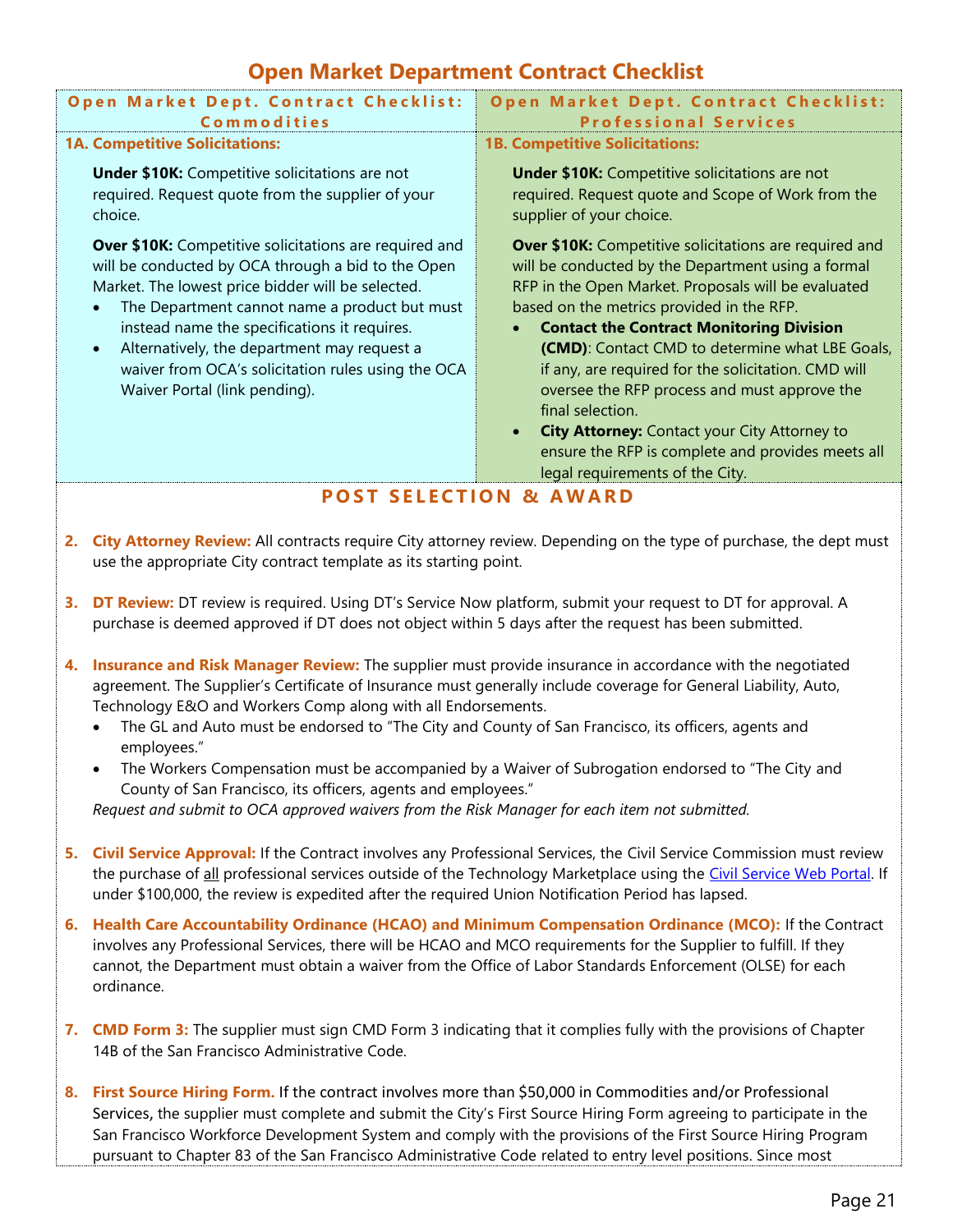# Open Market Department Contract Checklist

| Open Market Dept. Contract Checklist: Commodities | Open Market Dept. Contract Checklist: Professional Services |
| --- | --- |
| **1A. Competitive Solicitations:**<br><br>**Under $10K:** Competitive solicitations are not required. Request quote from the supplier of your choice.<br><br>**Over $10K:** Competitive solicitations are required and will be conducted by OCA through a bid to the Open Market. The lowest price bidder will be selected.<br>• The Department cannot name a product but must instead name the specifications it requires.<br>• Alternatively, the department may request a waiver from OCA's solicitation rules using the OCA Waiver Portal (link pending). | **1B. Competitive Solicitations:**<br><br>**Under $10K:** Competitive solicitations are not required. Request quote and Scope of Work from the supplier of your choice.<br><br>**Over $10K:** Competitive solicitations are required and will be conducted by the Department using a formal RFP in the Open Market. Proposals will be evaluated based on the metrics provided in the RFP.<br>• **Contact the Contract Monitoring Division (CMD)**: Contact CMD to determine what LBE Goals, if any, are required for the solicitation. CMD will oversee the RFP process and must approve the final selection.<br>• **City Attorney:** Contact your City Attorney to ensure the RFP is complete and provides meets all legal requirements of the City. |

## POST SELECTION & AWARD

2. **City Attorney Review:** All contracts require City attorney review. Depending on the type of purchase, the dept must use the appropriate City contract template as its starting point.

3. **DT Review:** DT review is required. Using DT's Service Now platform, submit your request to DT for approval. A purchase is deemed approved if DT does not object within 5 days after the request has been submitted.

4. **Insurance and Risk Manager Review:** The supplier must provide insurance in accordance with the negotiated agreement. The Supplier's Certificate of Insurance must generally include coverage for General Liability, Auto, Technology E&O and Workers Comp along with all Endorsements.
   - The GL and Auto must be endorsed to "The City and County of San Francisco, its officers, agents and employees."
   - The Workers Compensation must be accompanied by a Waiver of Subrogation endorsed to "The City and County of San Francisco, its officers, agents and employees."

   *Request and submit to OCA approved waivers from the Risk Manager for each item not submitted.*

5. **Civil Service Approval:** If the Contract involves any Professional Services, the Civil Service Commission must review the purchase of all professional services outside of the Technology Marketplace using the [Civil Service Web Portal](). If under $100,000, the review is expedited after the required Union Notification Period has lapsed.

6. **Health Care Accountability Ordinance (HCAO) and Minimum Compensation Ordinance (MCO):** If the Contract involves any Professional Services, there will be HCAO and MCO requirements for the Supplier to fulfill. If they cannot, the Department must obtain a waiver from the Office of Labor Standards Enforcement (OLSE) for each ordinance.

7. **CMD Form 3:** The supplier must sign CMD Form 3 indicating that it complies fully with the provisions of Chapter 14B of the San Francisco Administrative Code.

8. **First Source Hiring Form.** If the contract involves more than $50,000 in Commodities and/or Professional Services, the supplier must complete and submit the City's First Source Hiring Form agreeing to participate in the San Francisco Workforce Development System and comply with the provisions of the First Source Hiring Program pursuant to Chapter 83 of the San Francisco Administrative Code related to entry level positions. Since most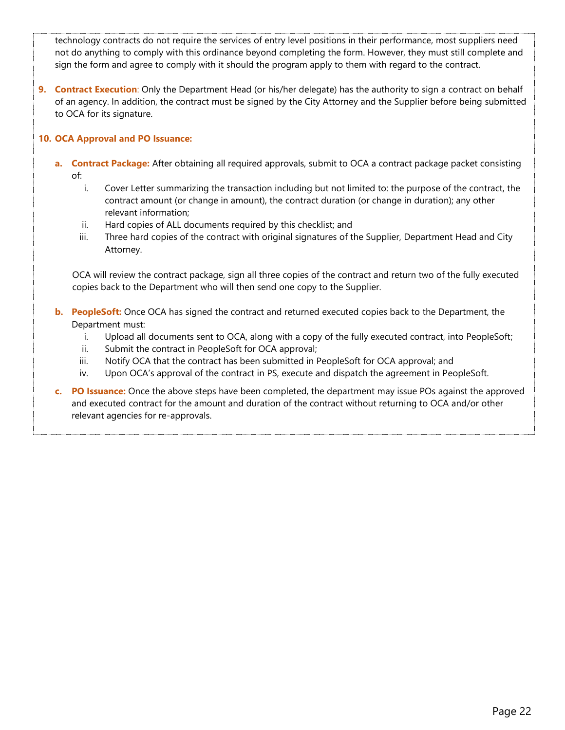technology contracts do not require the services of entry level positions in their performance, most suppliers need not do anything to comply with this ordinance beyond completing the form. However, they must still complete and sign the form and agree to comply with it should the program apply to them with regard to the contract.

9. **Contract Execution**: Only the Department Head (or his/her delegate) has the authority to sign a contract on behalf of an agency. In addition, the contract must be signed by the City Attorney and the Supplier before being submitted to OCA for its signature.

10. **OCA Approval and PO Issuance:**

    a. **Contract Package:** After obtaining all required approvals, submit to OCA a contract package packet consisting of:
        i. Cover Letter summarizing the transaction including but not limited to: the purpose of the contract, the contract amount (or change in amount), the contract duration (or change in duration); any other relevant information;
        ii. Hard copies of ALL documents required by this checklist; and
        iii. Three hard copies of the contract with original signatures of the Supplier, Department Head and City Attorney.

       OCA will review the contract package, sign all three copies of the contract and return two of the fully executed copies back to the Department who will then send one copy to the Supplier.

    b. **PeopleSoft:** Once OCA has signed the contract and returned executed copies back to the Department, the Department must:
        i. Upload all documents sent to OCA, along with a copy of the fully executed contract, into PeopleSoft;
        ii. Submit the contract in PeopleSoft for OCA approval;
        iii. Notify OCA that the contract has been submitted in PeopleSoft for OCA approval; and
        iv. Upon OCA's approval of the contract in PS, execute and dispatch the agreement in PeopleSoft.

    c. **PO Issuance:** Once the above steps have been completed, the department may issue POs against the approved and executed contract for the amount and duration of the contract without returning to OCA and/or other relevant agencies for re-approvals.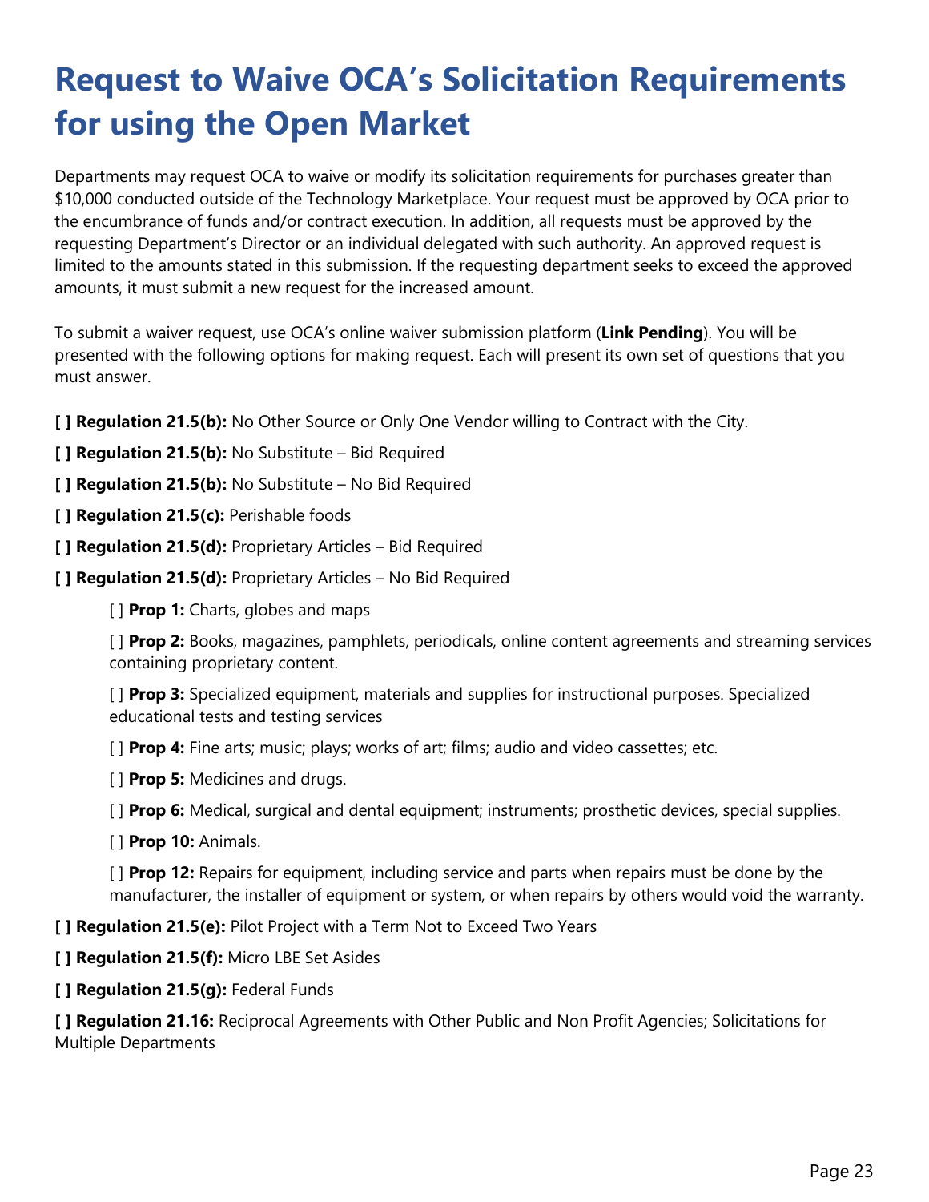# Request to Waive OCA's Solicitation Requirements for using the Open Market

Departments may request OCA to waive or modify its solicitation requirements for purchases greater than $10,000 conducted outside of the Technology Marketplace. Your request must be approved by OCA prior to the encumbrance of funds and/or contract execution. In addition, all requests must be approved by the requesting Department's Director or an individual delegated with such authority. An approved request is limited to the amounts stated in this submission. If the requesting department seeks to exceed the approved amounts, it must submit a new request for the increased amount.

To submit a waiver request, use OCA's online waiver submission platform (**Link Pending**). You will be presented with the following options for making request. Each will present its own set of questions that you must answer.

**[ ] Regulation 21.5(b):** No Other Source or Only One Vendor willing to Contract with the City.

**[ ] Regulation 21.5(b):** No Substitute – Bid Required

**[ ] Regulation 21.5(b):** No Substitute – No Bid Required

**[ ] Regulation 21.5(c):** Perishable foods

**[ ] Regulation 21.5(d):** Proprietary Articles – Bid Required

**[ ] Regulation 21.5(d):** Proprietary Articles – No Bid Required

- [ ] **Prop 1:** Charts, globes and maps
- [ ] **Prop 2:** Books, magazines, pamphlets, periodicals, online content agreements and streaming services containing proprietary content.
- [ ] **Prop 3:** Specialized equipment, materials and supplies for instructional purposes. Specialized educational tests and testing services
- [ ] **Prop 4:** Fine arts; music; plays; works of art; films; audio and video cassettes; etc.
- [ ] **Prop 5:** Medicines and drugs.
- [ ] **Prop 6:** Medical, surgical and dental equipment; instruments; prosthetic devices, special supplies.
- [ ] **Prop 10:** Animals.
- [ ] **Prop 12:** Repairs for equipment, including service and parts when repairs must be done by the manufacturer, the installer of equipment or system, or when repairs by others would void the warranty.

**[ ] Regulation 21.5(e):** Pilot Project with a Term Not to Exceed Two Years

**[ ] Regulation 21.5(f):** Micro LBE Set Asides

**[ ] Regulation 21.5(g):** Federal Funds

**[ ] Regulation 21.16:** Reciprocal Agreements with Other Public and Non Profit Agencies; Solicitations for Multiple Departments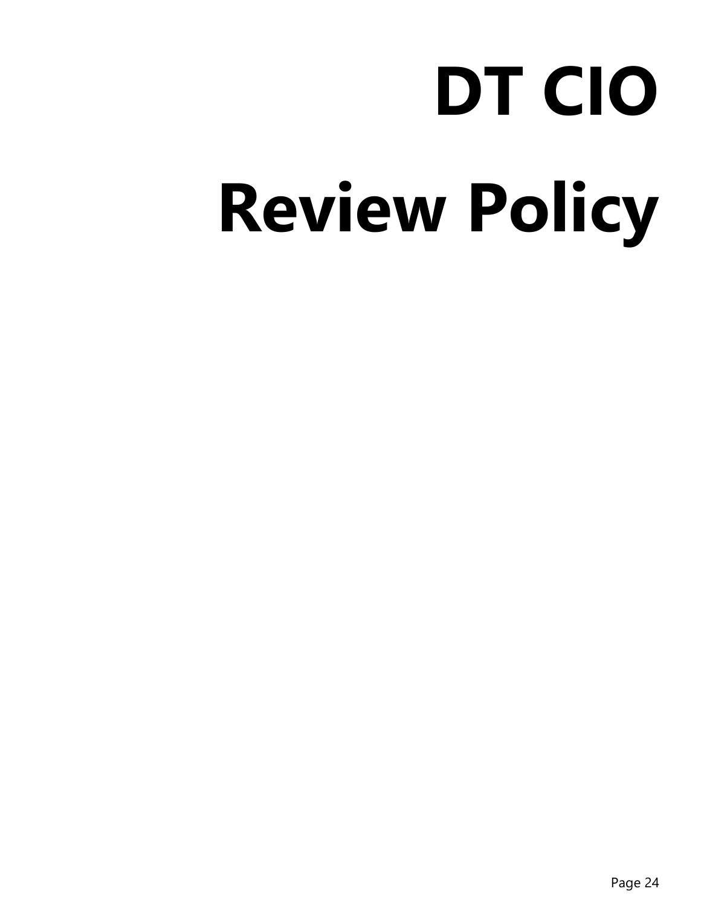# DT CIO

# Review Policy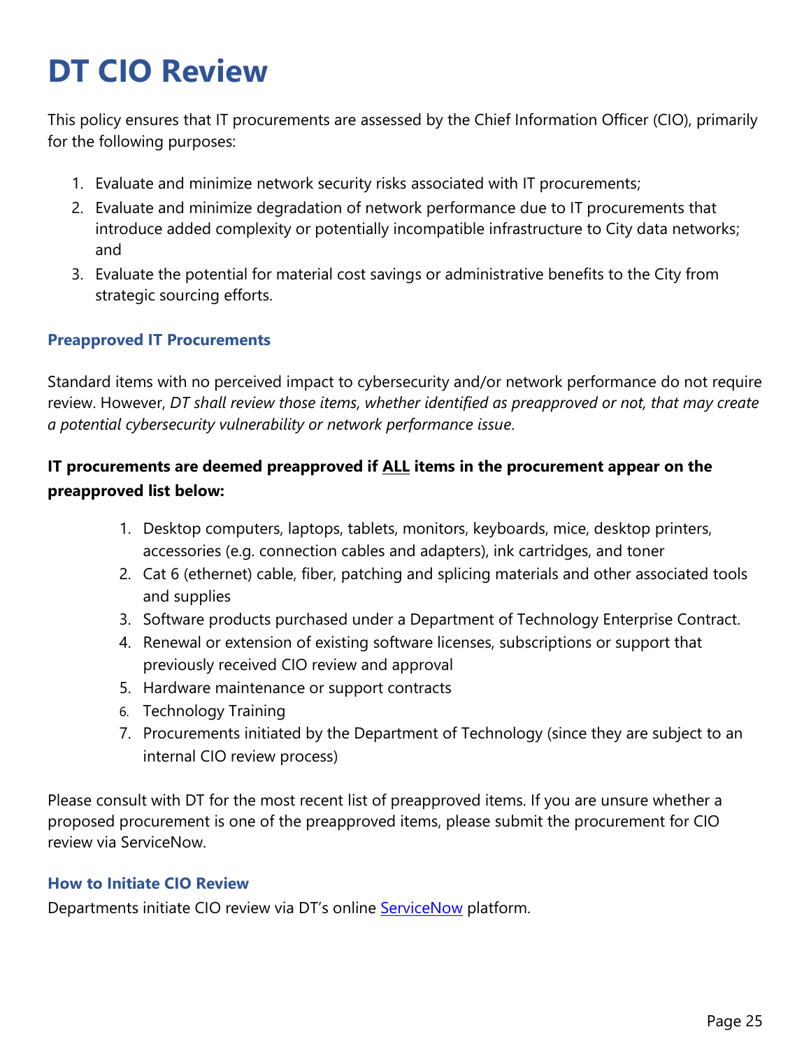# DT CIO Review

This policy ensures that IT procurements are assessed by the Chief Information Officer (CIO), primarily for the following purposes:

1. Evaluate and minimize network security risks associated with IT procurements;
2. Evaluate and minimize degradation of network performance due to IT procurements that introduce added complexity or potentially incompatible infrastructure to City data networks; and
3. Evaluate the potential for material cost savings or administrative benefits to the City from strategic sourcing efforts.

### Preapproved IT Procurements

Standard items with no perceived impact to cybersecurity and/or network performance do not require review. However, *DT shall review those items, whether identified as preapproved or not, that may create a potential cybersecurity vulnerability or network performance issue*.

**IT procurements are deemed preapproved if <u>ALL</u> items in the procurement appear on the preapproved list below:**

1. Desktop computers, laptops, tablets, monitors, keyboards, mice, desktop printers, accessories (e.g. connection cables and adapters), ink cartridges, and toner
2. Cat 6 (ethernet) cable, fiber, patching and splicing materials and other associated tools and supplies
3. Software products purchased under a Department of Technology Enterprise Contract.
4. Renewal or extension of existing software licenses, subscriptions or support that previously received CIO review and approval
5. Hardware maintenance or support contracts
6. Technology Training
7. Procurements initiated by the Department of Technology (since they are subject to an internal CIO review process)

Please consult with DT for the most recent list of preapproved items. If you are unsure whether a proposed procurement is one of the preapproved items, please submit the procurement for CIO review via ServiceNow.

### How to Initiate CIO Review

Departments initiate CIO review via DT's online ServiceNow platform.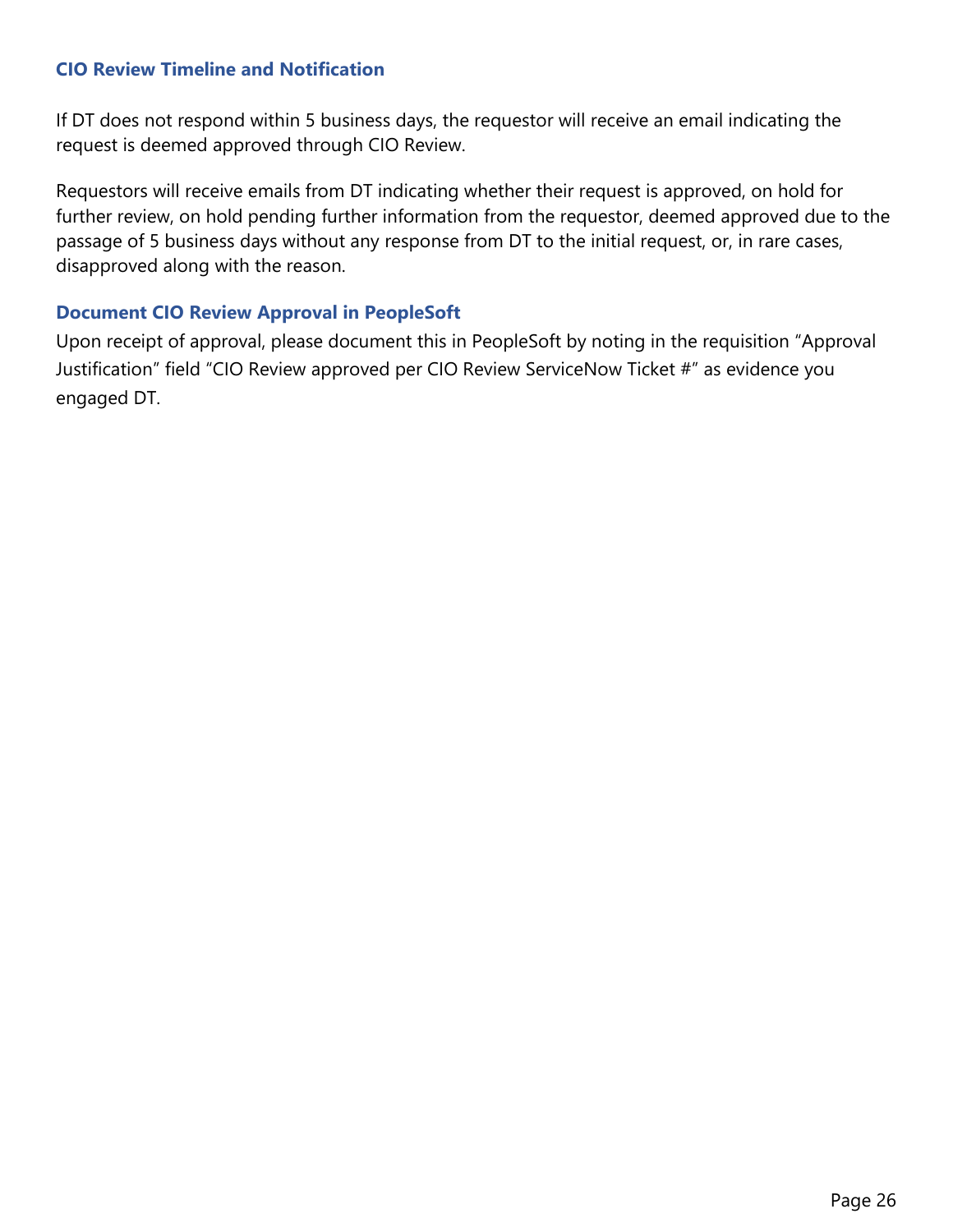### CIO Review Timeline and Notification

If DT does not respond within 5 business days, the requestor will receive an email indicating the request is deemed approved through CIO Review.

Requestors will receive emails from DT indicating whether their request is approved, on hold for further review, on hold pending further information from the requestor, deemed approved due to the passage of 5 business days without any response from DT to the initial request, or, in rare cases, disapproved along with the reason.

### Document CIO Review Approval in PeopleSoft

Upon receipt of approval, please document this in PeopleSoft by noting in the requisition "Approval Justification" field "CIO Review approved per CIO Review ServiceNow Ticket #" as evidence you engaged DT.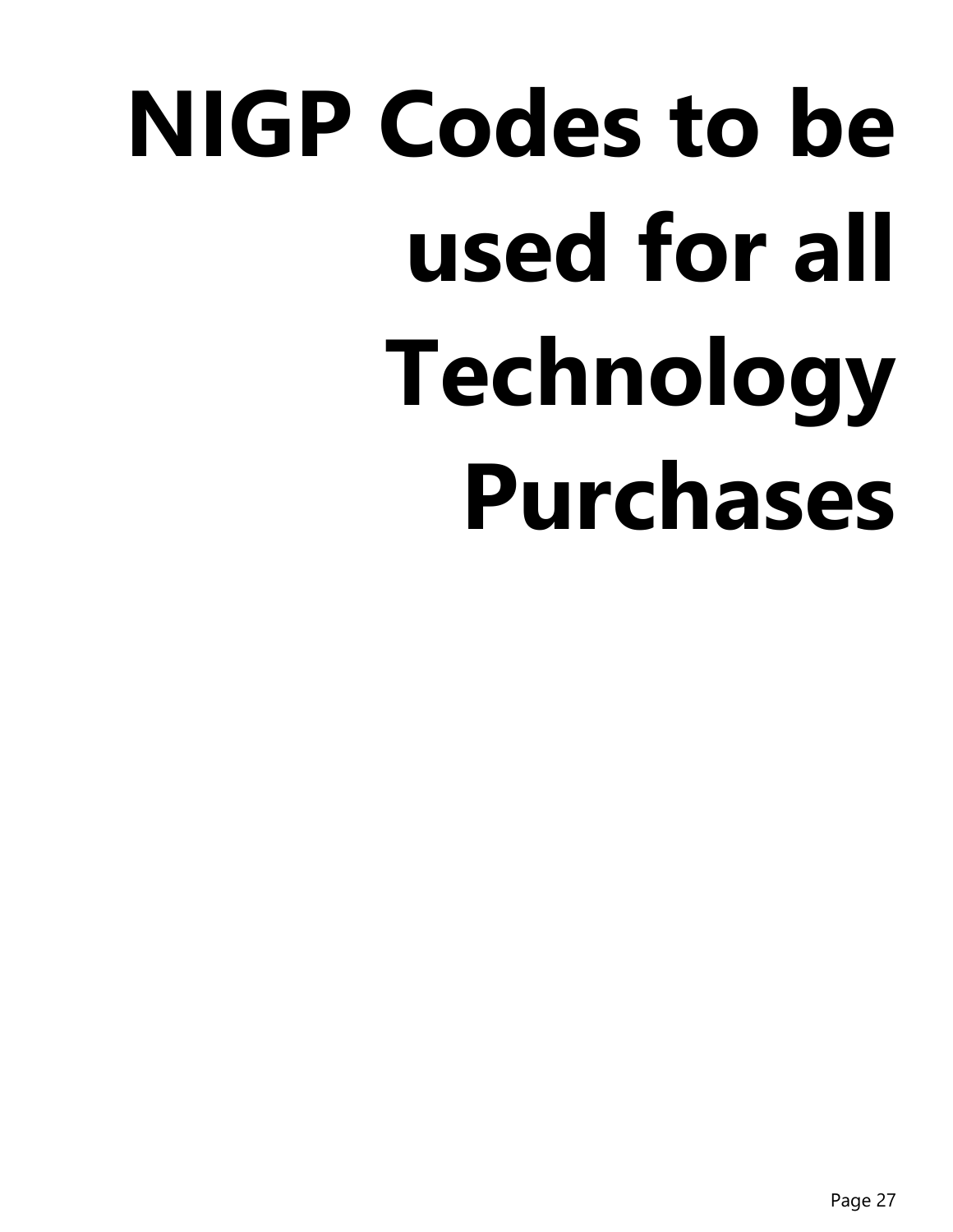# NIGP Codes to be used for all Technology Purchases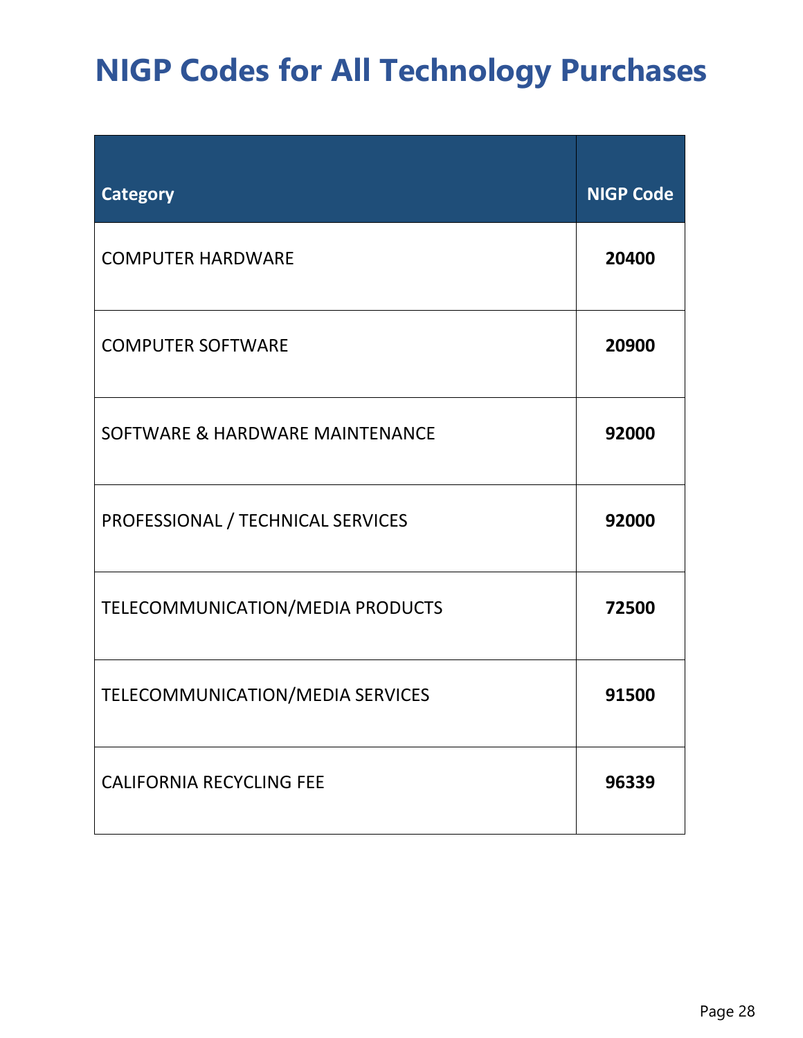# NIGP Codes for All Technology Purchases

| Category | NIGP Code |
| --- | --- |
| COMPUTER HARDWARE | **20400** |
| COMPUTER SOFTWARE | **20900** |
| SOFTWARE & HARDWARE MAINTENANCE | **92000** |
| PROFESSIONAL / TECHNICAL SERVICES | **92000** |
| TELECOMMUNICATION/MEDIA PRODUCTS | **72500** |
| TELECOMMUNICATION/MEDIA SERVICES | **91500** |
| CALIFORNIA RECYCLING FEE | **96339** |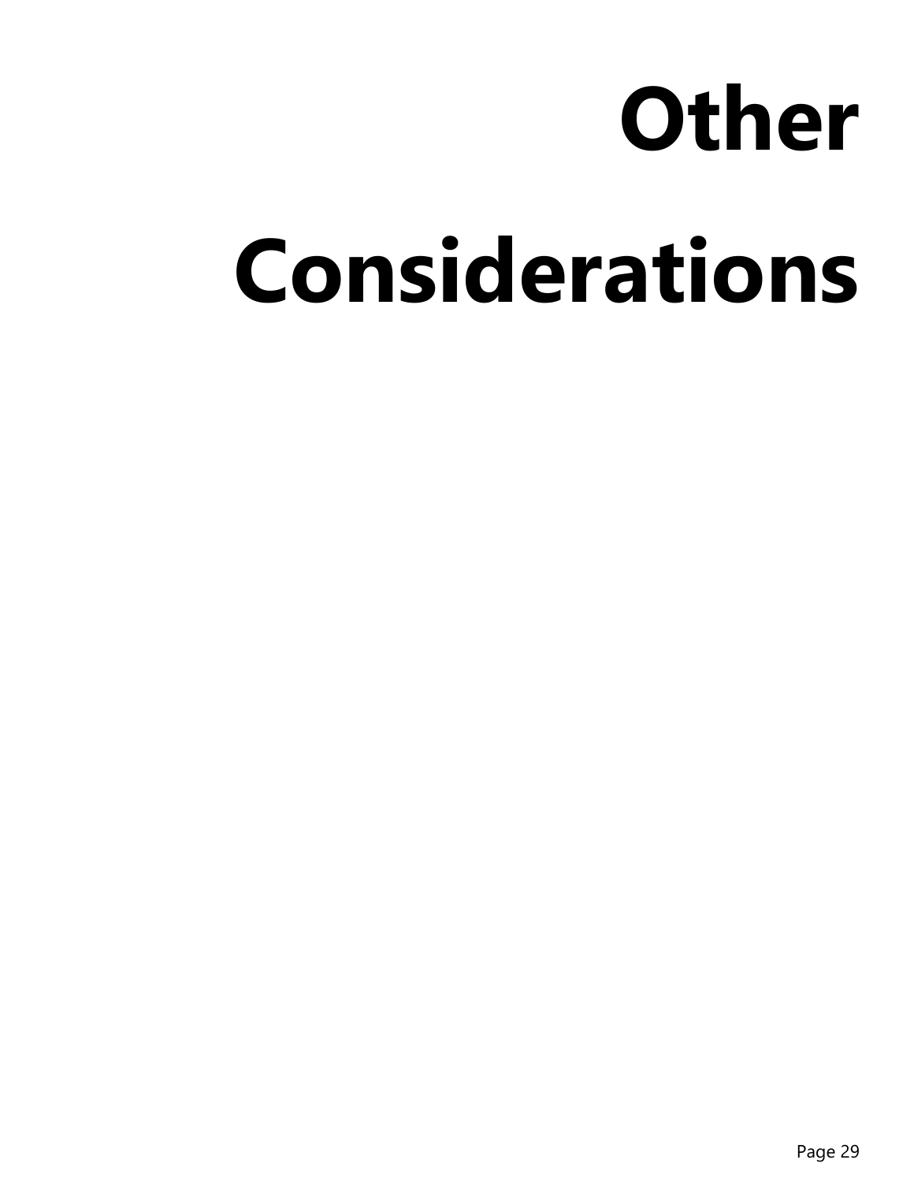# Other Considerations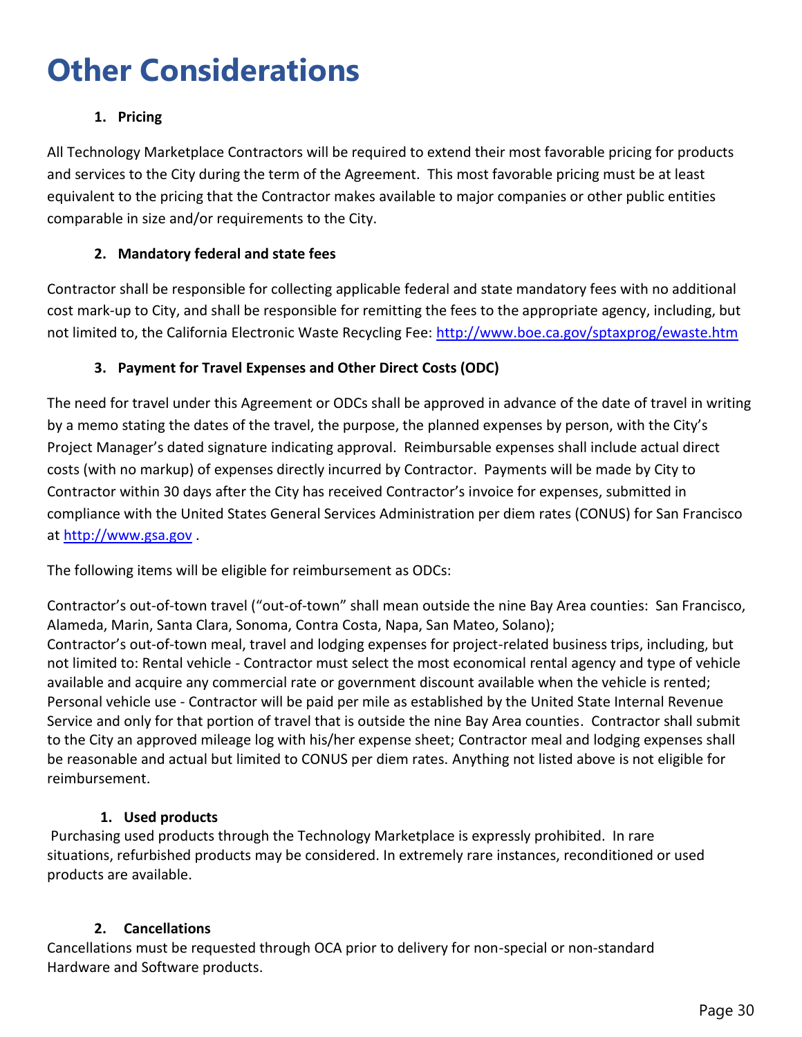# Other Considerations

1. **Pricing**

All Technology Marketplace Contractors will be required to extend their most favorable pricing for products and services to the City during the term of the Agreement. This most favorable pricing must be at least equivalent to the pricing that the Contractor makes available to major companies or other public entities comparable in size and/or requirements to the City.

2. **Mandatory federal and state fees**

Contractor shall be responsible for collecting applicable federal and state mandatory fees with no additional cost mark-up to City, and shall be responsible for remitting the fees to the appropriate agency, including, but not limited to, the California Electronic Waste Recycling Fee: http://www.boe.ca.gov/sptaxprog/ewaste.htm

3. **Payment for Travel Expenses and Other Direct Costs (ODC)**

The need for travel under this Agreement or ODCs shall be approved in advance of the date of travel in writing by a memo stating the dates of the travel, the purpose, the planned expenses by person, with the City's Project Manager's dated signature indicating approval. Reimbursable expenses shall include actual direct costs (with no markup) of expenses directly incurred by Contractor. Payments will be made by City to Contractor within 30 days after the City has received Contractor's invoice for expenses, submitted in compliance with the United States General Services Administration per diem rates (CONUS) for San Francisco at http://www.gsa.gov .

The following items will be eligible for reimbursement as ODCs:

Contractor's out-of-town travel ("out-of-town" shall mean outside the nine Bay Area counties: San Francisco, Alameda, Marin, Santa Clara, Sonoma, Contra Costa, Napa, San Mateo, Solano);
Contractor's out-of-town meal, travel and lodging expenses for project-related business trips, including, but not limited to: Rental vehicle - Contractor must select the most economical rental agency and type of vehicle available and acquire any commercial rate or government discount available when the vehicle is rented; Personal vehicle use - Contractor will be paid per mile as established by the United State Internal Revenue Service and only for that portion of travel that is outside the nine Bay Area counties. Contractor shall submit to the City an approved mileage log with his/her expense sheet; Contractor meal and lodging expenses shall be reasonable and actual but limited to CONUS per diem rates. Anything not listed above is not eligible for reimbursement.

1. **Used products**

Purchasing used products through the Technology Marketplace is expressly prohibited. In rare situations, refurbished products may be considered. In extremely rare instances, reconditioned or used products are available.

2. **Cancellations**

Cancellations must be requested through OCA prior to delivery for non-special or non-standard Hardware and Software products.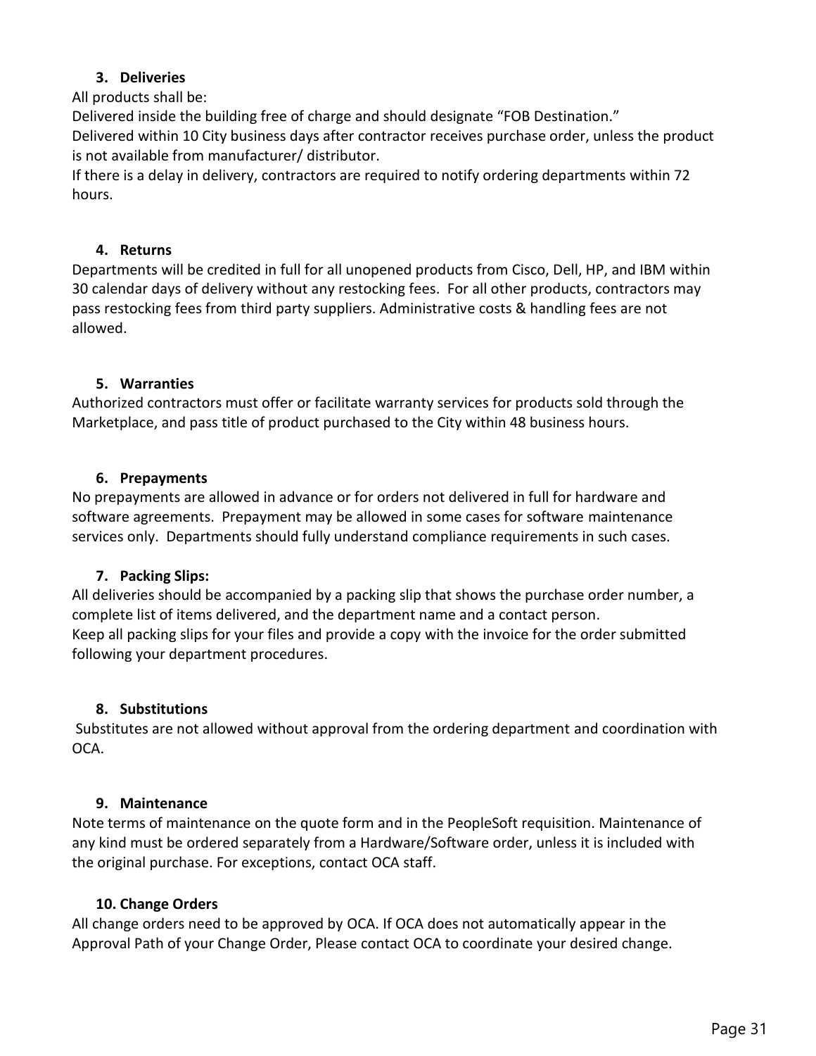### 3. Deliveries

All products shall be:

Delivered inside the building free of charge and should designate "FOB Destination."

Delivered within 10 City business days after contractor receives purchase order, unless the product is not available from manufacturer/ distributor.

If there is a delay in delivery, contractors are required to notify ordering departments within 72 hours.

### 4. Returns

Departments will be credited in full for all unopened products from Cisco, Dell, HP, and IBM within 30 calendar days of delivery without any restocking fees. For all other products, contractors may pass restocking fees from third party suppliers. Administrative costs & handling fees are not allowed.

### 5. Warranties

Authorized contractors must offer or facilitate warranty services for products sold through the Marketplace, and pass title of product purchased to the City within 48 business hours.

### 6. Prepayments

No prepayments are allowed in advance or for orders not delivered in full for hardware and software agreements. Prepayment may be allowed in some cases for software maintenance services only. Departments should fully understand compliance requirements in such cases.

### 7. Packing Slips:

All deliveries should be accompanied by a packing slip that shows the purchase order number, a complete list of items delivered, and the department name and a contact person.

Keep all packing slips for your files and provide a copy with the invoice for the order submitted following your department procedures.

### 8. Substitutions

Substitutes are not allowed without approval from the ordering department and coordination with OCA.

### 9. Maintenance

Note terms of maintenance on the quote form and in the PeopleSoft requisition. Maintenance of any kind must be ordered separately from a Hardware/Software order, unless it is included with the original purchase. For exceptions, contact OCA staff.

### 10. Change Orders

All change orders need to be approved by OCA. If OCA does not automatically appear in the Approval Path of your Change Order, Please contact OCA to coordinate your desired change.